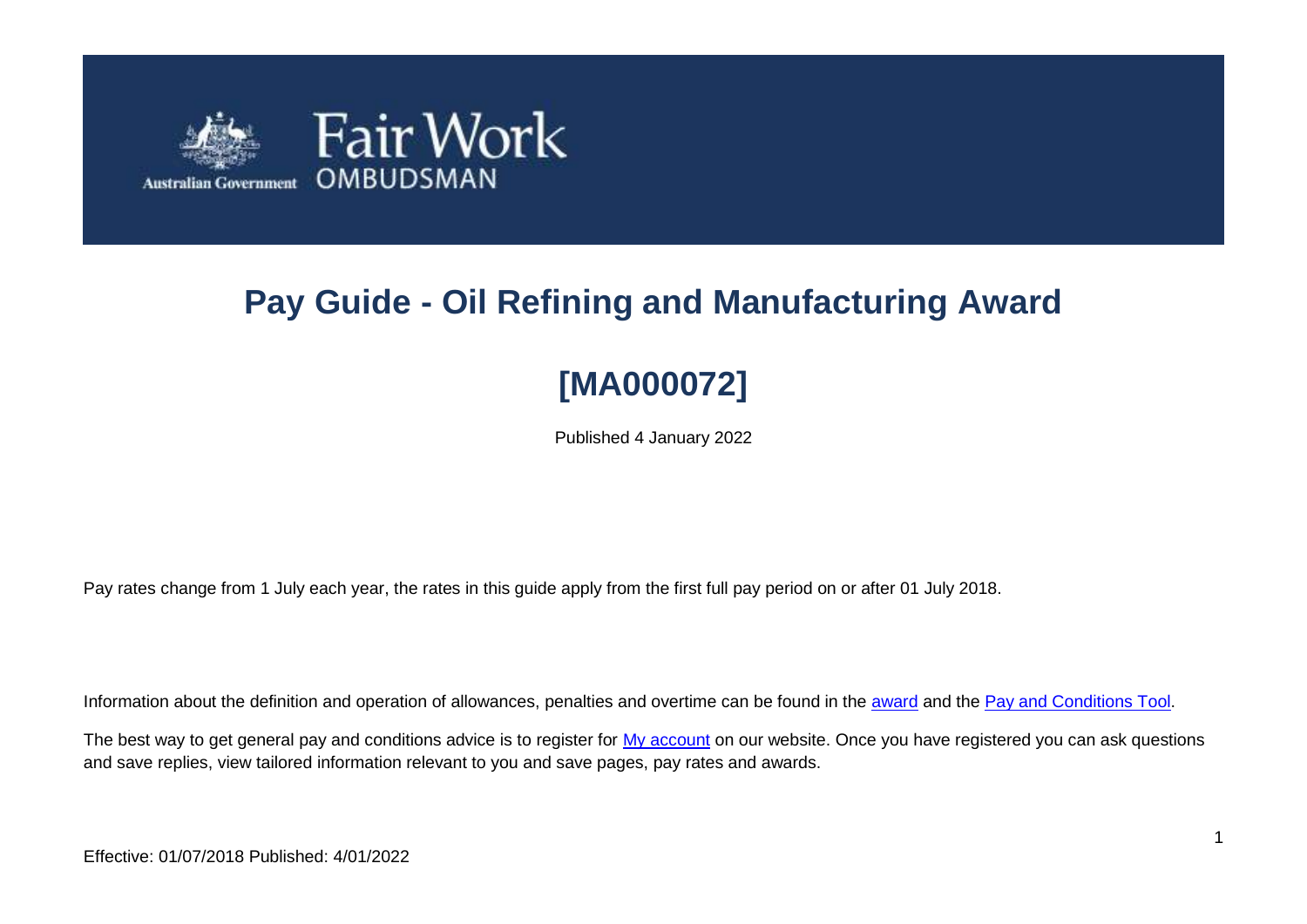# Pay Guide - Oil Refining and Manufacturing Award

# [MA000072]

Published 4 January 2022

Pay rates change from 1 July each year, the rates in this guide apply from the first full pay period on or after 01 July 2018.

Information about the definition and operation of allowances, penalties and overtime can be found in the award and the Pay and Conditions Tool.

The best way to get general pay and conditions advice is to register for My account on our website. Once you have registered you can ask questions and save replies, view tailored information relevant to you and save pages, pay rates and awards.

Effective: 01/07/2018 Published: 4/01/2022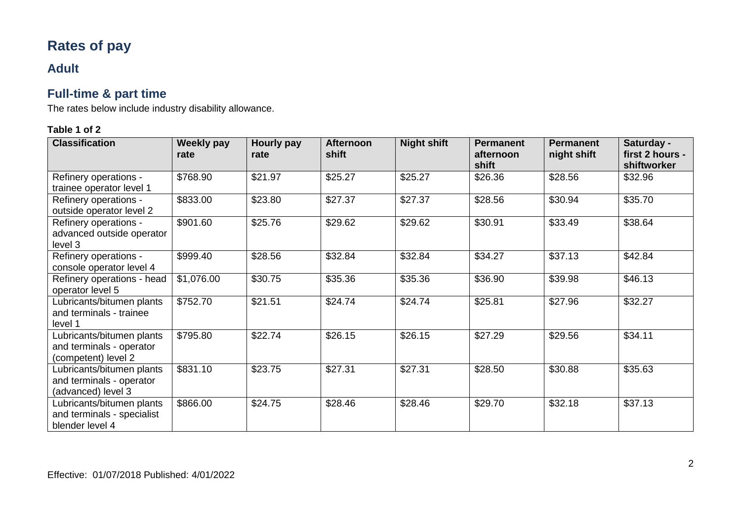# Rates of pay

## Adult

## Full-time & part time

The rates below include industry disability allowance.

**Table 1 of 2**

| Classification | Weekly pay rate | Hourly pay rate | Afternoon shift | Night shift | Permanent afternoon shift | Permanent night shift | Saturday - first 2 hours - shiftworker |
|---|---|---|---|---|---|---|---|
| Refinery operations - trainee operator level 1 | $768.90 | $21.97 | $25.27 | $25.27 | $26.36 | $28.56 | $32.96 |
| Refinery operations - outside operator level 2 | $833.00 | $23.80 | $27.37 | $27.37 | $28.56 | $30.94 | $35.70 |
| Refinery operations - advanced outside operator level 3 | $901.60 | $25.76 | $29.62 | $29.62 | $30.91 | $33.49 | $38.64 |
| Refinery operations - console operator level 4 | $999.40 | $28.56 | $32.84 | $32.84 | $34.27 | $37.13 | $42.84 |
| Refinery operations - head operator level 5 | $1,076.00 | $30.75 | $35.36 | $35.36 | $36.90 | $39.98 | $46.13 |
| Lubricants/bitumen plants and terminals - trainee level 1 | $752.70 | $21.51 | $24.74 | $24.74 | $25.81 | $27.96 | $32.27 |
| Lubricants/bitumen plants and terminals - operator (competent) level 2 | $795.80 | $22.74 | $26.15 | $26.15 | $27.29 | $29.56 | $34.11 |
| Lubricants/bitumen plants and terminals - operator (advanced) level 3 | $831.10 | $23.75 | $27.31 | $27.31 | $28.50 | $30.88 | $35.63 |
| Lubricants/bitumen plants and terminals - specialist blender level 4 | $866.00 | $24.75 | $28.46 | $28.46 | $29.70 | $32.18 | $37.13 |

Effective: 01/07/2018 Published: 4/01/2022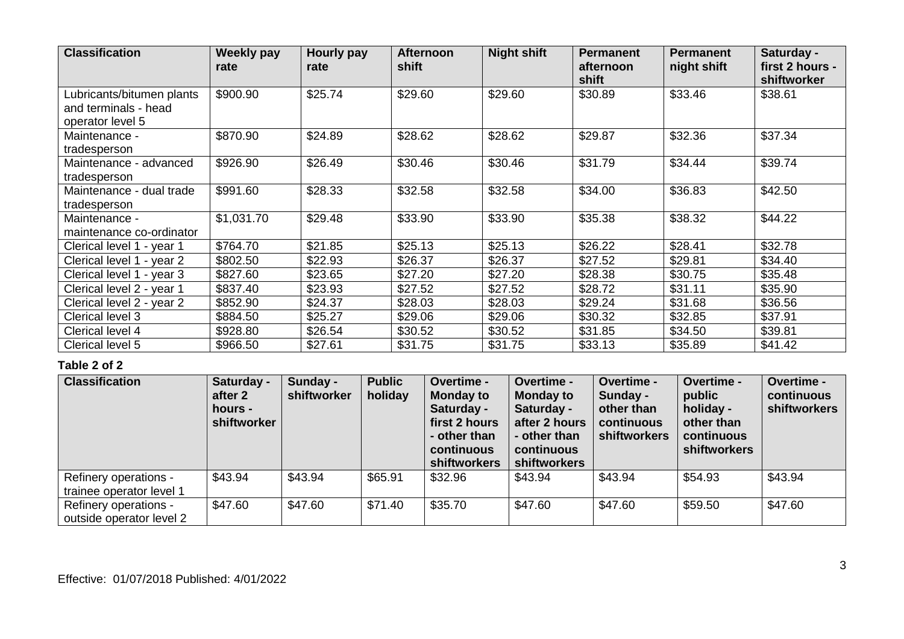| Classification | Weekly pay rate | Hourly pay rate | Afternoon shift | Night shift | Permanent afternoon shift | Permanent night shift | Saturday - first 2 hours - shiftworker |
|---|---|---|---|---|---|---|---|
| Lubricants/bitumen plants and terminals - head operator level 5 | $900.90 | $25.74 | $29.60 | $29.60 | $30.89 | $33.46 | $38.61 |
| Maintenance - tradesperson | $870.90 | $24.89 | $28.62 | $28.62 | $29.87 | $32.36 | $37.34 |
| Maintenance - advanced tradesperson | $926.90 | $26.49 | $30.46 | $30.46 | $31.79 | $34.44 | $39.74 |
| Maintenance - dual trade tradesperson | $991.60 | $28.33 | $32.58 | $32.58 | $34.00 | $36.83 | $42.50 |
| Maintenance - maintenance co-ordinator | $1,031.70 | $29.48 | $33.90 | $33.90 | $35.38 | $38.32 | $44.22 |
| Clerical level 1 - year 1 | $764.70 | $21.85 | $25.13 | $25.13 | $26.22 | $28.41 | $32.78 |
| Clerical level 1 - year 2 | $802.50 | $22.93 | $26.37 | $26.37 | $27.52 | $29.81 | $34.40 |
| Clerical level 1 - year 3 | $827.60 | $23.65 | $27.20 | $27.20 | $28.38 | $30.75 | $35.48 |
| Clerical level 2 - year 1 | $837.40 | $23.93 | $27.52 | $27.52 | $28.72 | $31.11 | $35.90 |
| Clerical level 2 - year 2 | $852.90 | $24.37 | $28.03 | $28.03 | $29.24 | $31.68 | $36.56 |
| Clerical level 3 | $884.50 | $25.27 | $29.06 | $29.06 | $30.32 | $32.85 | $37.91 |
| Clerical level 4 | $928.80 | $26.54 | $30.52 | $30.52 | $31.85 | $34.50 | $39.81 |
| Clerical level 5 | $966.50 | $27.61 | $31.75 | $31.75 | $33.13 | $35.89 | $41.42 |

**Table 2 of 2**

| Classification | Saturday - after 2 hours - shiftworker | Sunday - shiftworker | Public holiday | Overtime - Monday to Saturday - first 2 hours - other than continuous shiftworkers | Overtime - Monday to Saturday - after 2 hours - other than continuous shiftworkers | Overtime - Sunday - other than continuous shiftworkers | Overtime - public holiday - other than continuous shiftworkers | Overtime - continuous shiftworkers |
|---|---|---|---|---|---|---|---|---|
| Refinery operations - trainee operator level 1 | $43.94 | $43.94 | $65.91 | $32.96 | $43.94 | $43.94 | $54.93 | $43.94 |
| Refinery operations - outside operator level 2 | $47.60 | $47.60 | $71.40 | $35.70 | $47.60 | $47.60 | $59.50 | $47.60 |

Effective: 01/07/2018 Published: 4/01/2022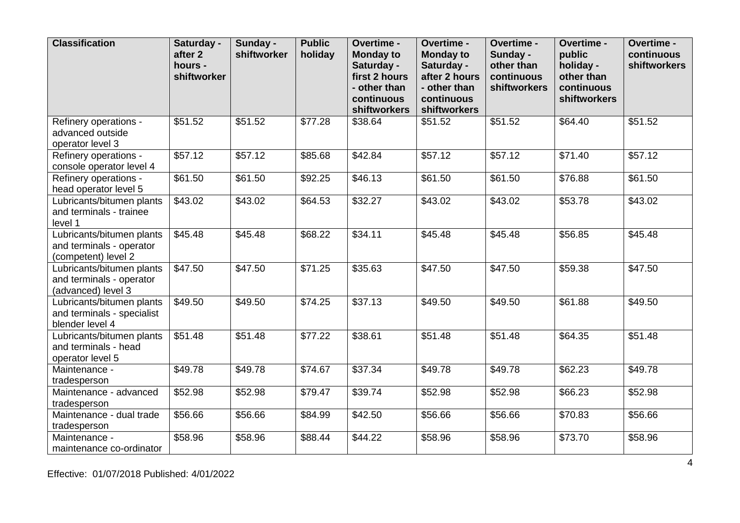| Classification | Saturday - after 2 hours - shiftworker | Sunday - shiftworker | Public holiday | Overtime - Monday to Saturday - first 2 hours - other than continuous shiftworkers | Overtime - Monday to Saturday - after 2 hours - other than continuous shiftworkers | Overtime - Sunday - other than continuous shiftworkers | Overtime - public holiday - other than continuous shiftworkers | Overtime - continuous shiftworkers |
|---|---|---|---|---|---|---|---|---|
| Refinery operations - advanced outside operator level 3 | $51.52 | $51.52 | $77.28 | $38.64 | $51.52 | $51.52 | $64.40 | $51.52 |
| Refinery operations - console operator level 4 | $57.12 | $57.12 | $85.68 | $42.84 | $57.12 | $57.12 | $71.40 | $57.12 |
| Refinery operations - head operator level 5 | $61.50 | $61.50 | $92.25 | $46.13 | $61.50 | $61.50 | $76.88 | $61.50 |
| Lubricants/bitumen plants and terminals - trainee level 1 | $43.02 | $43.02 | $64.53 | $32.27 | $43.02 | $43.02 | $53.78 | $43.02 |
| Lubricants/bitumen plants and terminals - operator (competent) level 2 | $45.48 | $45.48 | $68.22 | $34.11 | $45.48 | $45.48 | $56.85 | $45.48 |
| Lubricants/bitumen plants and terminals - operator (advanced) level 3 | $47.50 | $47.50 | $71.25 | $35.63 | $47.50 | $47.50 | $59.38 | $47.50 |
| Lubricants/bitumen plants and terminals - specialist blender level 4 | $49.50 | $49.50 | $74.25 | $37.13 | $49.50 | $49.50 | $61.88 | $49.50 |
| Lubricants/bitumen plants and terminals - head operator level 5 | $51.48 | $51.48 | $77.22 | $38.61 | $51.48 | $51.48 | $64.35 | $51.48 |
| Maintenance - tradesperson | $49.78 | $49.78 | $74.67 | $37.34 | $49.78 | $49.78 | $62.23 | $49.78 |
| Maintenance - advanced tradesperson | $52.98 | $52.98 | $79.47 | $39.74 | $52.98 | $52.98 | $66.23 | $52.98 |
| Maintenance - dual trade tradesperson | $56.66 | $56.66 | $84.99 | $42.50 | $56.66 | $56.66 | $70.83 | $56.66 |
| Maintenance - maintenance co-ordinator | $58.96 | $58.96 | $88.44 | $44.22 | $58.96 | $58.96 | $73.70 | $58.96 |

Effective: 01/07/2018 Published: 4/01/2022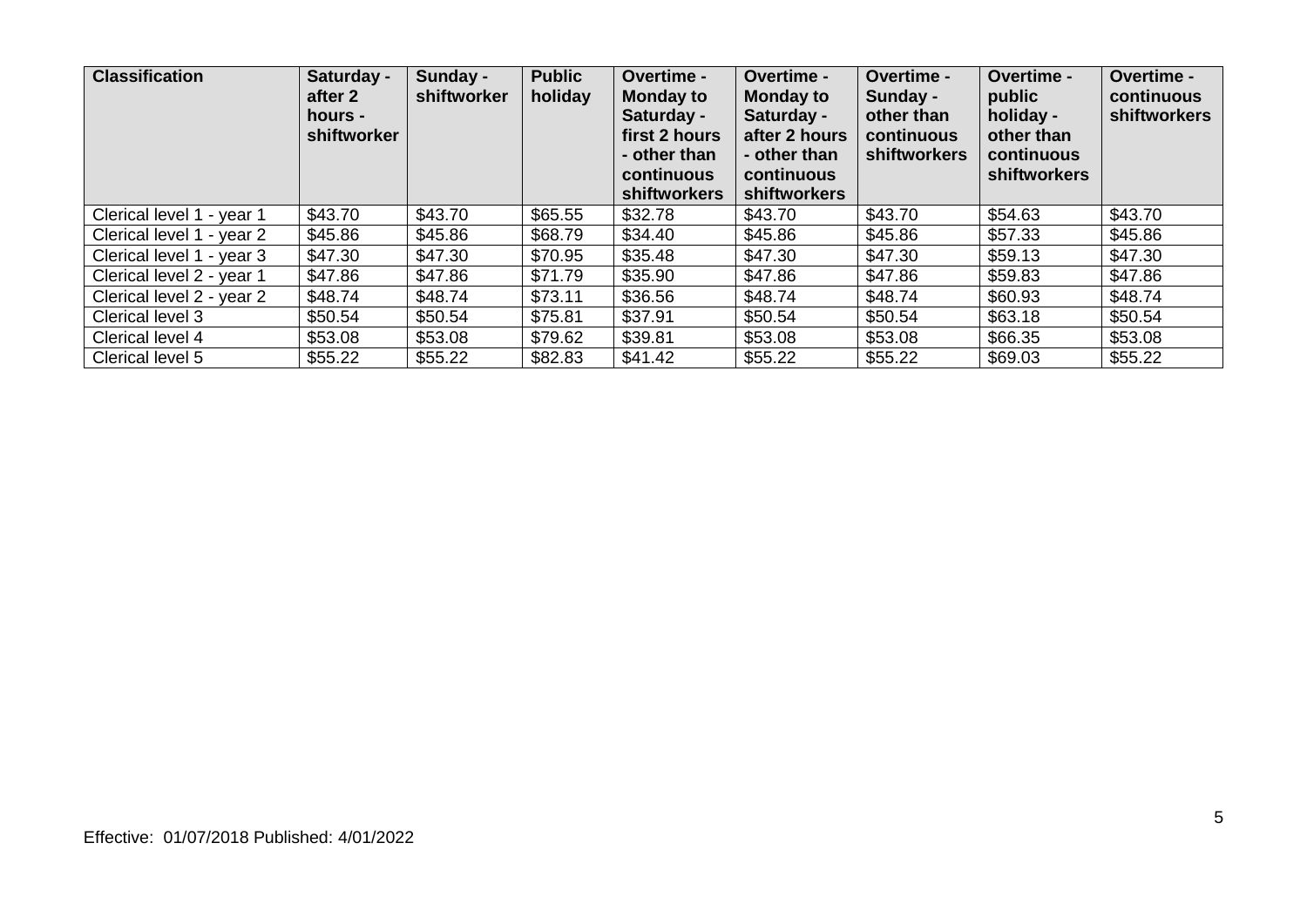| Classification | Saturday - after 2 hours - shiftworker | Sunday - shiftworker | Public holiday | Overtime - Monday to Saturday - first 2 hours - other than continuous shiftworkers | Overtime - Monday to Saturday - after 2 hours - other than continuous shiftworkers | Overtime - Sunday - other than continuous shiftworkers | Overtime - public holiday - other than continuous shiftworkers | Overtime - continuous shiftworkers |
|---|---|---|---|---|---|---|---|---|
| Clerical level 1 - year 1 | $43.70 | $43.70 | $65.55 | $32.78 | $43.70 | $43.70 | $54.63 | $43.70 |
| Clerical level 1 - year 2 | $45.86 | $45.86 | $68.79 | $34.40 | $45.86 | $45.86 | $57.33 | $45.86 |
| Clerical level 1 - year 3 | $47.30 | $47.30 | $70.95 | $35.48 | $47.30 | $47.30 | $59.13 | $47.30 |
| Clerical level 2 - year 1 | $47.86 | $47.86 | $71.79 | $35.90 | $47.86 | $47.86 | $59.83 | $47.86 |
| Clerical level 2 - year 2 | $48.74 | $48.74 | $73.11 | $36.56 | $48.74 | $48.74 | $60.93 | $48.74 |
| Clerical level 3 | $50.54 | $50.54 | $75.81 | $37.91 | $50.54 | $50.54 | $63.18 | $50.54 |
| Clerical level 4 | $53.08 | $53.08 | $79.62 | $39.81 | $53.08 | $53.08 | $66.35 | $53.08 |
| Clerical level 5 | $55.22 | $55.22 | $82.83 | $41.42 | $55.22 | $55.22 | $69.03 | $55.22 |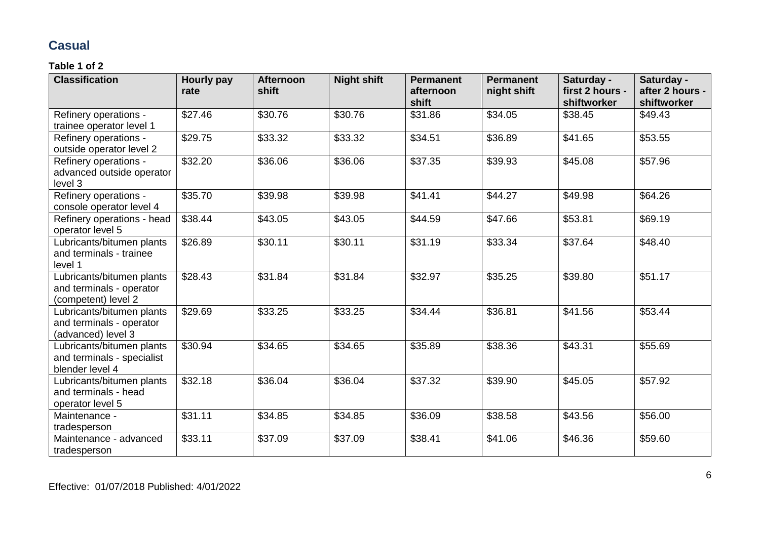## Casual

**Table 1 of 2**

| Classification | Hourly pay rate | Afternoon shift | Night shift | Permanent afternoon shift | Permanent night shift | Saturday - first 2 hours - shiftworker | Saturday - after 2 hours - shiftworker |
|---|---|---|---|---|---|---|---|
| Refinery operations - trainee operator level 1 | $27.46 | $30.76 | $30.76 | $31.86 | $34.05 | $38.45 | $49.43 |
| Refinery operations - outside operator level 2 | $29.75 | $33.32 | $33.32 | $34.51 | $36.89 | $41.65 | $53.55 |
| Refinery operations - advanced outside operator level 3 | $32.20 | $36.06 | $36.06 | $37.35 | $39.93 | $45.08 | $57.96 |
| Refinery operations - console operator level 4 | $35.70 | $39.98 | $39.98 | $41.41 | $44.27 | $49.98 | $64.26 |
| Refinery operations - head operator level 5 | $38.44 | $43.05 | $43.05 | $44.59 | $47.66 | $53.81 | $69.19 |
| Lubricants/bitumen plants and terminals - trainee level 1 | $26.89 | $30.11 | $30.11 | $31.19 | $33.34 | $37.64 | $48.40 |
| Lubricants/bitumen plants and terminals - operator (competent) level 2 | $28.43 | $31.84 | $31.84 | $32.97 | $35.25 | $39.80 | $51.17 |
| Lubricants/bitumen plants and terminals - operator (advanced) level 3 | $29.69 | $33.25 | $33.25 | $34.44 | $36.81 | $41.56 | $53.44 |
| Lubricants/bitumen plants and terminals - specialist blender level 4 | $30.94 | $34.65 | $34.65 | $35.89 | $38.36 | $43.31 | $55.69 |
| Lubricants/bitumen plants and terminals - head operator level 5 | $32.18 | $36.04 | $36.04 | $37.32 | $39.90 | $45.05 | $57.92 |
| Maintenance - tradesperson | $31.11 | $34.85 | $34.85 | $36.09 | $38.58 | $43.56 | $56.00 |
| Maintenance - advanced tradesperson | $33.11 | $37.09 | $37.09 | $38.41 | $41.06 | $46.36 | $59.60 |

Effective: 01/07/2018 Published: 4/01/2022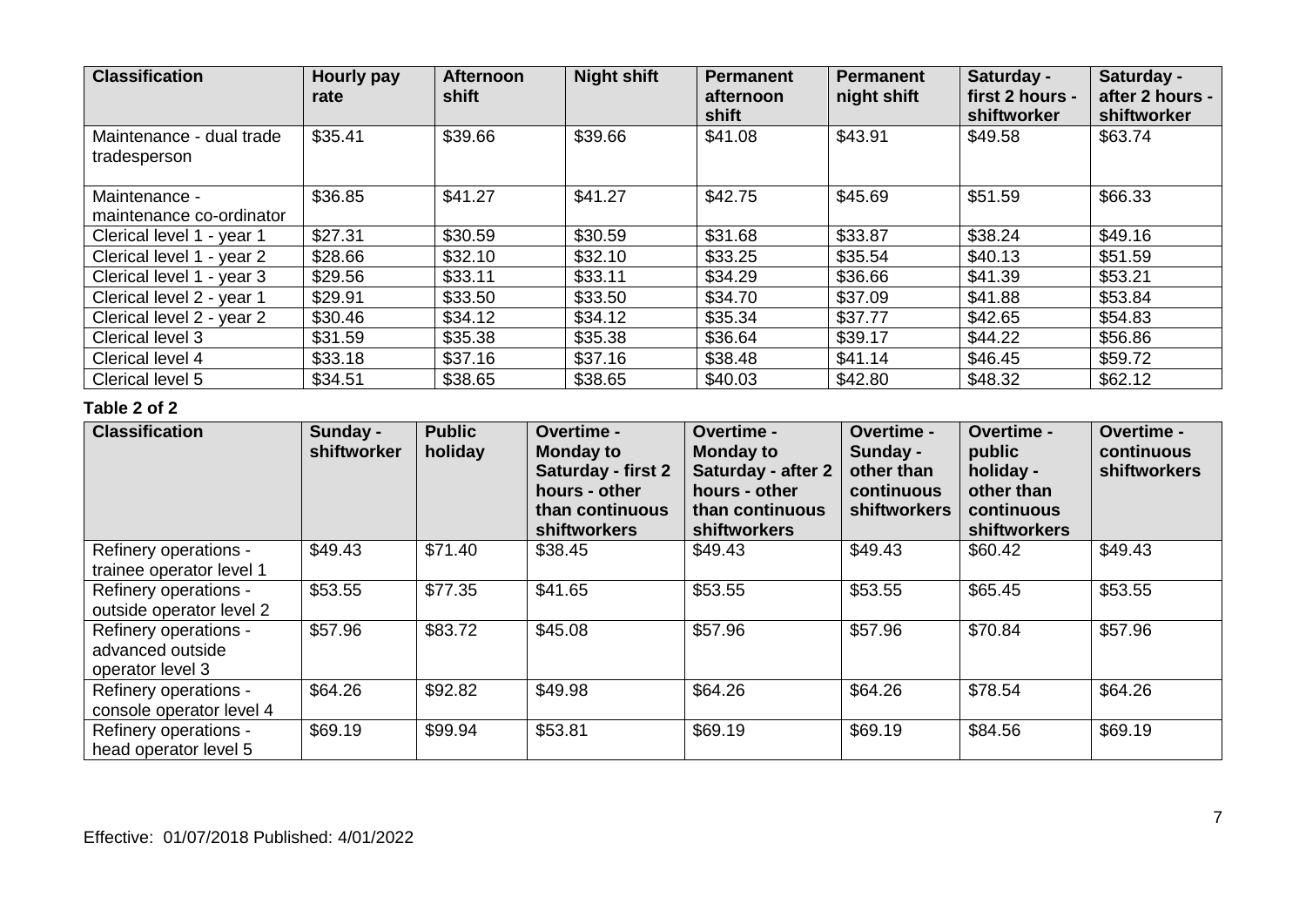| Classification | Hourly pay rate | Afternoon shift | Night shift | Permanent afternoon shift | Permanent night shift | Saturday - first 2 hours - shiftworker | Saturday - after 2 hours - shiftworker |
|---|---|---|---|---|---|---|---|
| Maintenance - dual trade tradesperson | $35.41 | $39.66 | $39.66 | $41.08 | $43.91 | $49.58 | $63.74 |
| Maintenance - maintenance co-ordinator | $36.85 | $41.27 | $41.27 | $42.75 | $45.69 | $51.59 | $66.33 |
| Clerical level 1 - year 1 | $27.31 | $30.59 | $30.59 | $31.68 | $33.87 | $38.24 | $49.16 |
| Clerical level 1 - year 2 | $28.66 | $32.10 | $32.10 | $33.25 | $35.54 | $40.13 | $51.59 |
| Clerical level 1 - year 3 | $29.56 | $33.11 | $33.11 | $34.29 | $36.66 | $41.39 | $53.21 |
| Clerical level 2 - year 1 | $29.91 | $33.50 | $33.50 | $34.70 | $37.09 | $41.88 | $53.84 |
| Clerical level 2 - year 2 | $30.46 | $34.12 | $34.12 | $35.34 | $37.77 | $42.65 | $54.83 |
| Clerical level 3 | $31.59 | $35.38 | $35.38 | $36.64 | $39.17 | $44.22 | $56.86 |
| Clerical level 4 | $33.18 | $37.16 | $37.16 | $38.48 | $41.14 | $46.45 | $59.72 |
| Clerical level 5 | $34.51 | $38.65 | $38.65 | $40.03 | $42.80 | $48.32 | $62.12 |

**Table 2 of 2**

| Classification | Sunday - shiftworker | Public holiday | Overtime - Monday to Saturday - first 2 hours - other than continuous shiftworkers | Overtime - Monday to Saturday - after 2 hours - other than continuous shiftworkers | Overtime - Sunday - other than continuous shiftworkers | Overtime - public holiday - other than continuous shiftworkers | Overtime - continuous shiftworkers |
|---|---|---|---|---|---|---|---|
| Refinery operations - trainee operator level 1 | $49.43 | $71.40 | $38.45 | $49.43 | $49.43 | $60.42 | $49.43 |
| Refinery operations - outside operator level 2 | $53.55 | $77.35 | $41.65 | $53.55 | $53.55 | $65.45 | $53.55 |
| Refinery operations - advanced outside operator level 3 | $57.96 | $83.72 | $45.08 | $57.96 | $57.96 | $70.84 | $57.96 |
| Refinery operations - console operator level 4 | $64.26 | $92.82 | $49.98 | $64.26 | $64.26 | $78.54 | $64.26 |
| Refinery operations - head operator level 5 | $69.19 | $99.94 | $53.81 | $69.19 | $69.19 | $84.56 | $69.19 |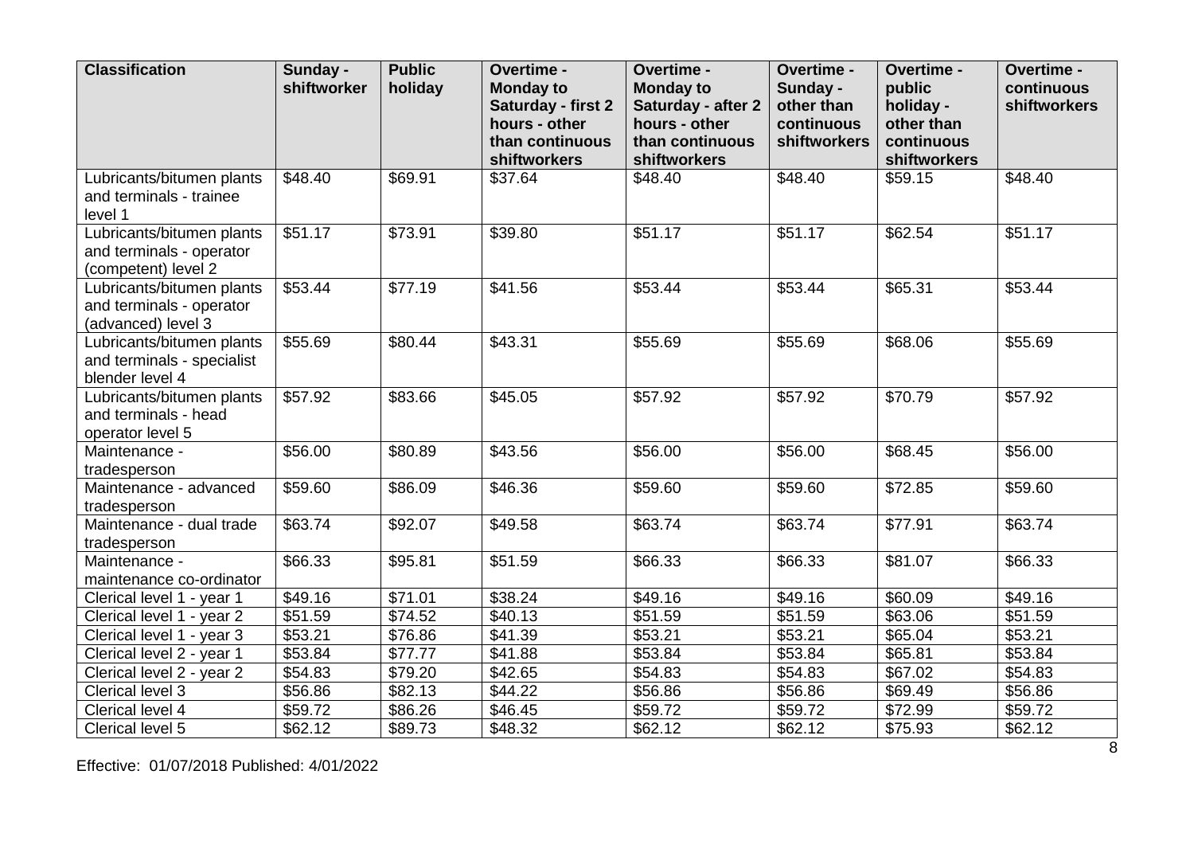| Classification | Sunday - shiftworker | Public holiday | Overtime - Monday to Saturday - first 2 hours - other than continuous shiftworkers | Overtime - Monday to Saturday - after 2 hours - other than continuous shiftworkers | Overtime - Sunday - other than continuous shiftworkers | Overtime - public holiday - other than continuous shiftworkers | Overtime - continuous shiftworkers |
|---|---|---|---|---|---|---|---|
| Lubricants/bitumen plants and terminals - trainee level 1 | $48.40 | $69.91 | $37.64 | $48.40 | $48.40 | $59.15 | $48.40 |
| Lubricants/bitumen plants and terminals - operator (competent) level 2 | $51.17 | $73.91 | $39.80 | $51.17 | $51.17 | $62.54 | $51.17 |
| Lubricants/bitumen plants and terminals - operator (advanced) level 3 | $53.44 | $77.19 | $41.56 | $53.44 | $53.44 | $65.31 | $53.44 |
| Lubricants/bitumen plants and terminals - specialist blender level 4 | $55.69 | $80.44 | $43.31 | $55.69 | $55.69 | $68.06 | $55.69 |
| Lubricants/bitumen plants and terminals - head operator level 5 | $57.92 | $83.66 | $45.05 | $57.92 | $57.92 | $70.79 | $57.92 |
| Maintenance - tradesperson | $56.00 | $80.89 | $43.56 | $56.00 | $56.00 | $68.45 | $56.00 |
| Maintenance - advanced tradesperson | $59.60 | $86.09 | $46.36 | $59.60 | $59.60 | $72.85 | $59.60 |
| Maintenance - dual trade tradesperson | $63.74 | $92.07 | $49.58 | $63.74 | $63.74 | $77.91 | $63.74 |
| Maintenance - maintenance co-ordinator | $66.33 | $95.81 | $51.59 | $66.33 | $66.33 | $81.07 | $66.33 |
| Clerical level 1 - year 1 | $49.16 | $71.01 | $38.24 | $49.16 | $49.16 | $60.09 | $49.16 |
| Clerical level 1 - year 2 | $51.59 | $74.52 | $40.13 | $51.59 | $51.59 | $63.06 | $51.59 |
| Clerical level 1 - year 3 | $53.21 | $76.86 | $41.39 | $53.21 | $53.21 | $65.04 | $53.21 |
| Clerical level 2 - year 1 | $53.84 | $77.77 | $41.88 | $53.84 | $53.84 | $65.81 | $53.84 |
| Clerical level 2 - year 2 | $54.83 | $79.20 | $42.65 | $54.83 | $54.83 | $67.02 | $54.83 |
| Clerical level 3 | $56.86 | $82.13 | $44.22 | $56.86 | $56.86 | $69.49 | $56.86 |
| Clerical level 4 | $59.72 | $86.26 | $46.45 | $59.72 | $59.72 | $72.99 | $59.72 |
| Clerical level 5 | $62.12 | $89.73 | $48.32 | $62.12 | $62.12 | $75.93 | $62.12 |

Effective: 01/07/2018 Published: 4/01/2022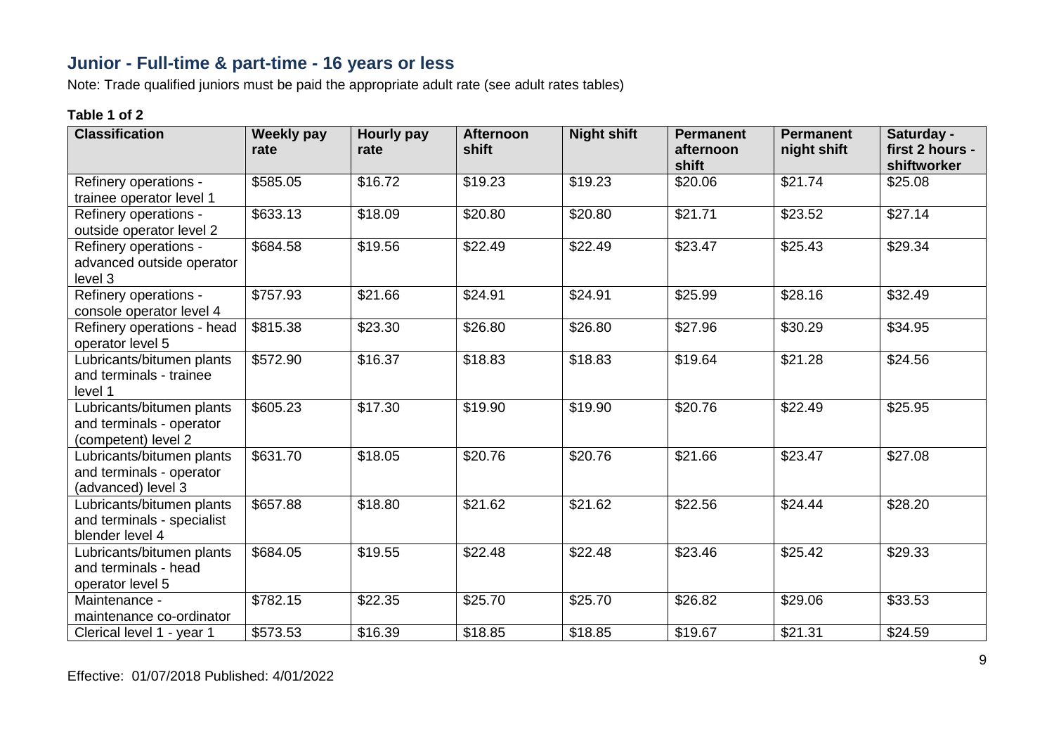## Junior - Full-time & part-time - 16 years or less

Note: Trade qualified juniors must be paid the appropriate adult rate (see adult rates tables)

**Table 1 of 2**

| Classification | Weekly pay rate | Hourly pay rate | Afternoon shift | Night shift | Permanent afternoon shift | Permanent night shift | Saturday - first 2 hours - shiftworker |
|---|---|---|---|---|---|---|---|
| Refinery operations - trainee operator level 1 | $585.05 | $16.72 | $19.23 | $19.23 | $20.06 | $21.74 | $25.08 |
| Refinery operations - outside operator level 2 | $633.13 | $18.09 | $20.80 | $20.80 | $21.71 | $23.52 | $27.14 |
| Refinery operations - advanced outside operator level 3 | $684.58 | $19.56 | $22.49 | $22.49 | $23.47 | $25.43 | $29.34 |
| Refinery operations - console operator level 4 | $757.93 | $21.66 | $24.91 | $24.91 | $25.99 | $28.16 | $32.49 |
| Refinery operations - head operator level 5 | $815.38 | $23.30 | $26.80 | $26.80 | $27.96 | $30.29 | $34.95 |
| Lubricants/bitumen plants and terminals - trainee level 1 | $572.90 | $16.37 | $18.83 | $18.83 | $19.64 | $21.28 | $24.56 |
| Lubricants/bitumen plants and terminals - operator (competent) level 2 | $605.23 | $17.30 | $19.90 | $19.90 | $20.76 | $22.49 | $25.95 |
| Lubricants/bitumen plants and terminals - operator (advanced) level 3 | $631.70 | $18.05 | $20.76 | $20.76 | $21.66 | $23.47 | $27.08 |
| Lubricants/bitumen plants and terminals - specialist blender level 4 | $657.88 | $18.80 | $21.62 | $21.62 | $22.56 | $24.44 | $28.20 |
| Lubricants/bitumen plants and terminals - head operator level 5 | $684.05 | $19.55 | $22.48 | $22.48 | $23.46 | $25.42 | $29.33 |
| Maintenance - maintenance co-ordinator | $782.15 | $22.35 | $25.70 | $25.70 | $26.82 | $29.06 | $33.53 |
| Clerical level 1 - year 1 | $573.53 | $16.39 | $18.85 | $18.85 | $19.67 | $21.31 | $24.59 |

Effective: 01/07/2018 Published: 4/01/2022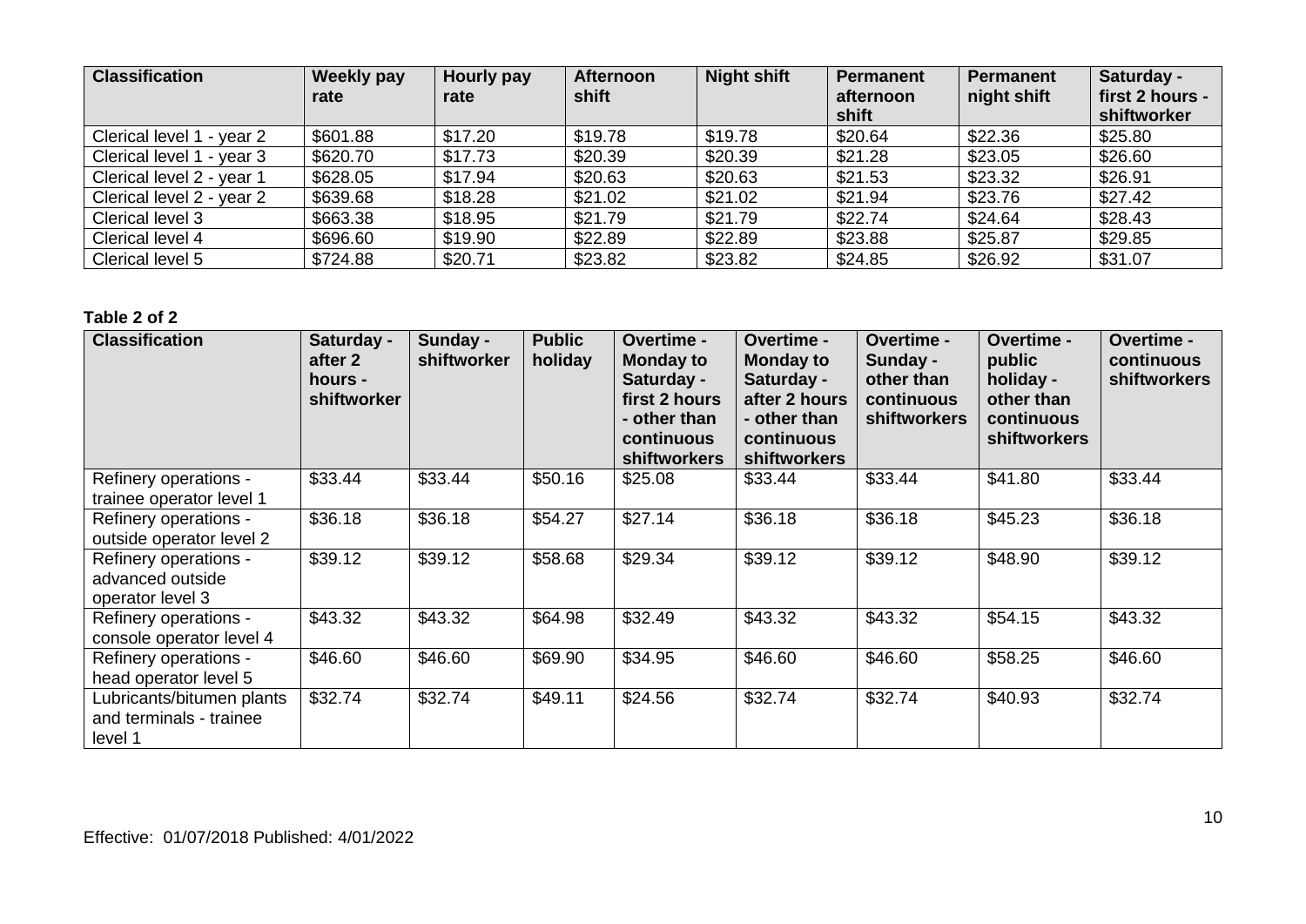| Classification | Weekly pay rate | Hourly pay rate | Afternoon shift | Night shift | Permanent afternoon shift | Permanent night shift | Saturday - first 2 hours - shiftworker |
|---|---|---|---|---|---|---|---|
| Clerical level 1 - year 2 | $601.88 | $17.20 | $19.78 | $19.78 | $20.64 | $22.36 | $25.80 |
| Clerical level 1 - year 3 | $620.70 | $17.73 | $20.39 | $20.39 | $21.28 | $23.05 | $26.60 |
| Clerical level 2 - year 1 | $628.05 | $17.94 | $20.63 | $20.63 | $21.53 | $23.32 | $26.91 |
| Clerical level 2 - year 2 | $639.68 | $18.28 | $21.02 | $21.02 | $21.94 | $23.76 | $27.42 |
| Clerical level 3 | $663.38 | $18.95 | $21.79 | $21.79 | $22.74 | $24.64 | $28.43 |
| Clerical level 4 | $696.60 | $19.90 | $22.89 | $22.89 | $23.88 | $25.87 | $29.85 |
| Clerical level 5 | $724.88 | $20.71 | $23.82 | $23.82 | $24.85 | $26.92 | $31.07 |

**Table 2 of 2**

| Classification | Saturday - after 2 hours - shiftworker | Sunday - shiftworker | Public holiday | Overtime - Monday to Saturday - first 2 hours - other than continuous shiftworkers | Overtime - Monday to Saturday - after 2 hours - other than continuous shiftworkers | Overtime - Sunday - other than continuous shiftworkers | Overtime - public holiday - other than continuous shiftworkers | Overtime - continuous shiftworkers |
|---|---|---|---|---|---|---|---|---|
| Refinery operations - trainee operator level 1 | $33.44 | $33.44 | $50.16 | $25.08 | $33.44 | $33.44 | $41.80 | $33.44 |
| Refinery operations - outside operator level 2 | $36.18 | $36.18 | $54.27 | $27.14 | $36.18 | $36.18 | $45.23 | $36.18 |
| Refinery operations - advanced outside operator level 3 | $39.12 | $39.12 | $58.68 | $29.34 | $39.12 | $39.12 | $48.90 | $39.12 |
| Refinery operations - console operator level 4 | $43.32 | $43.32 | $64.98 | $32.49 | $43.32 | $43.32 | $54.15 | $43.32 |
| Refinery operations - head operator level 5 | $46.60 | $46.60 | $69.90 | $34.95 | $46.60 | $46.60 | $58.25 | $46.60 |
| Lubricants/bitumen plants and terminals - trainee level 1 | $32.74 | $32.74 | $49.11 | $24.56 | $32.74 | $32.74 | $40.93 | $32.74 |

Effective: 01/07/2018 Published: 4/01/2022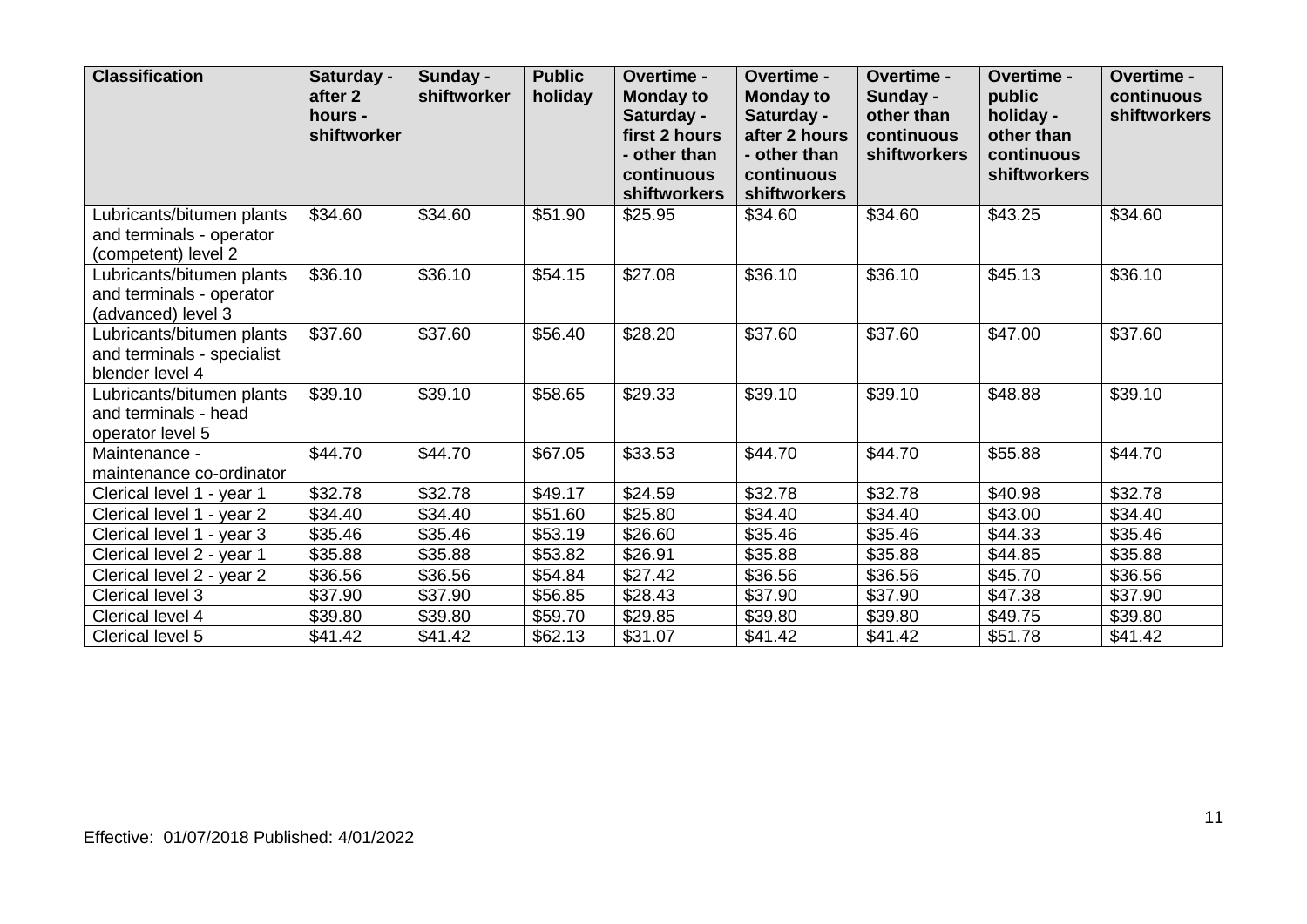| Classification | Saturday - after 2 hours - shiftworker | Sunday - shiftworker | Public holiday | Overtime - Monday to Saturday - first 2 hours - other than continuous shiftworkers | Overtime - Monday to Saturday - after 2 hours - other than continuous shiftworkers | Overtime - Sunday - other than continuous shiftworkers | Overtime - public holiday - other than continuous shiftworkers | Overtime - continuous shiftworkers |
|---|---|---|---|---|---|---|---|---|
| Lubricants/bitumen plants and terminals - operator (competent) level 2 | $34.60 | $34.60 | $51.90 | $25.95 | $34.60 | $34.60 | $43.25 | $34.60 |
| Lubricants/bitumen plants and terminals - operator (advanced) level 3 | $36.10 | $36.10 | $54.15 | $27.08 | $36.10 | $36.10 | $45.13 | $36.10 |
| Lubricants/bitumen plants and terminals - specialist blender level 4 | $37.60 | $37.60 | $56.40 | $28.20 | $37.60 | $37.60 | $47.00 | $37.60 |
| Lubricants/bitumen plants and terminals - head operator level 5 | $39.10 | $39.10 | $58.65 | $29.33 | $39.10 | $39.10 | $48.88 | $39.10 |
| Maintenance - maintenance co-ordinator | $44.70 | $44.70 | $67.05 | $33.53 | $44.70 | $44.70 | $55.88 | $44.70 |
| Clerical level 1 - year 1 | $32.78 | $32.78 | $49.17 | $24.59 | $32.78 | $32.78 | $40.98 | $32.78 |
| Clerical level 1 - year 2 | $34.40 | $34.40 | $51.60 | $25.80 | $34.40 | $34.40 | $43.00 | $34.40 |
| Clerical level 1 - year 3 | $35.46 | $35.46 | $53.19 | $26.60 | $35.46 | $35.46 | $44.33 | $35.46 |
| Clerical level 2 - year 1 | $35.88 | $35.88 | $53.82 | $26.91 | $35.88 | $35.88 | $44.85 | $35.88 |
| Clerical level 2 - year 2 | $36.56 | $36.56 | $54.84 | $27.42 | $36.56 | $36.56 | $45.70 | $36.56 |
| Clerical level 3 | $37.90 | $37.90 | $56.85 | $28.43 | $37.90 | $37.90 | $47.38 | $37.90 |
| Clerical level 4 | $39.80 | $39.80 | $59.70 | $29.85 | $39.80 | $39.80 | $49.75 | $39.80 |
| Clerical level 5 | $41.42 | $41.42 | $62.13 | $31.07 | $41.42 | $41.42 | $51.78 | $41.42 |

Effective: 01/07/2018 Published: 4/01/2022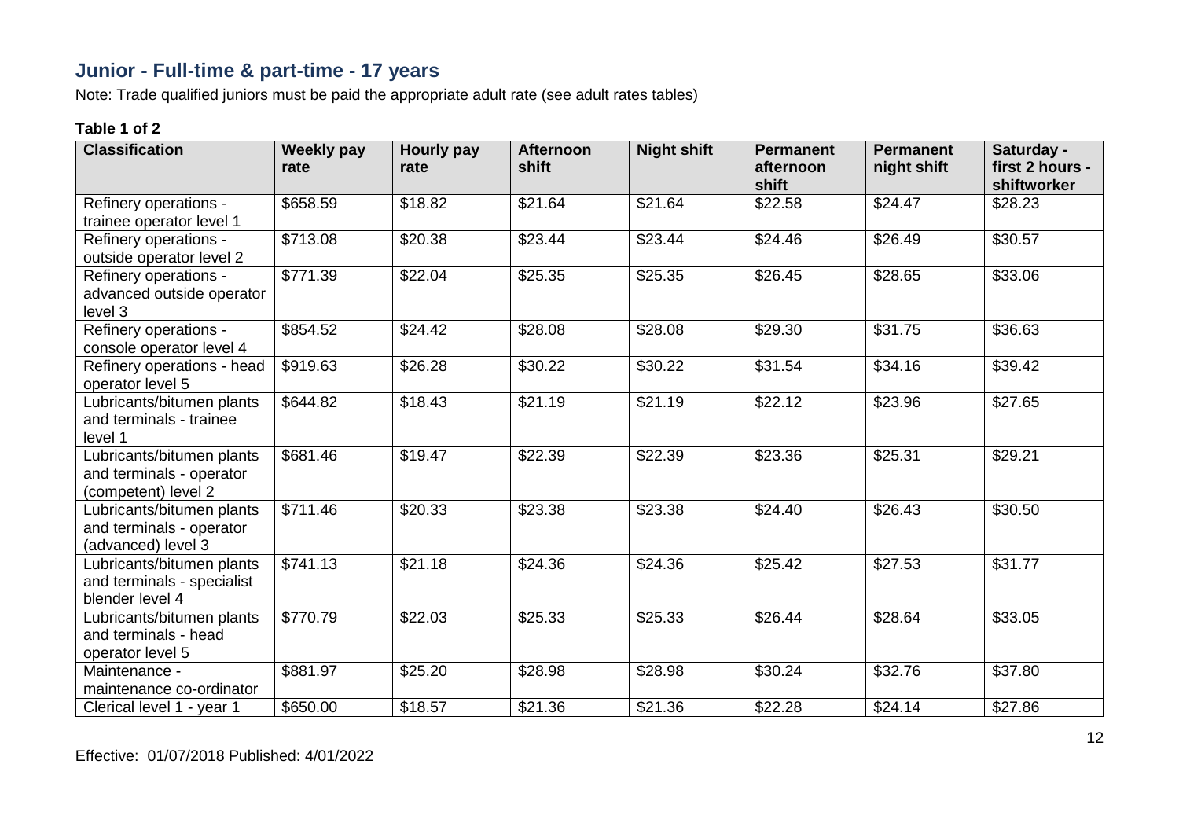## Junior - Full-time & part-time - 17 years

Note: Trade qualified juniors must be paid the appropriate adult rate (see adult rates tables)

**Table 1 of 2**

| Classification | Weekly pay rate | Hourly pay rate | Afternoon shift | Night shift | Permanent afternoon shift | Permanent night shift | Saturday - first 2 hours - shiftworker |
|---|---|---|---|---|---|---|---|
| Refinery operations - trainee operator level 1 | $658.59 | $18.82 | $21.64 | $21.64 | $22.58 | $24.47 | $28.23 |
| Refinery operations - outside operator level 2 | $713.08 | $20.38 | $23.44 | $23.44 | $24.46 | $26.49 | $30.57 |
| Refinery operations - advanced outside operator level 3 | $771.39 | $22.04 | $25.35 | $25.35 | $26.45 | $28.65 | $33.06 |
| Refinery operations - console operator level 4 | $854.52 | $24.42 | $28.08 | $28.08 | $29.30 | $31.75 | $36.63 |
| Refinery operations - head operator level 5 | $919.63 | $26.28 | $30.22 | $30.22 | $31.54 | $34.16 | $39.42 |
| Lubricants/bitumen plants and terminals - trainee level 1 | $644.82 | $18.43 | $21.19 | $21.19 | $22.12 | $23.96 | $27.65 |
| Lubricants/bitumen plants and terminals - operator (competent) level 2 | $681.46 | $19.47 | $22.39 | $22.39 | $23.36 | $25.31 | $29.21 |
| Lubricants/bitumen plants and terminals - operator (advanced) level 3 | $711.46 | $20.33 | $23.38 | $23.38 | $24.40 | $26.43 | $30.50 |
| Lubricants/bitumen plants and terminals - specialist blender level 4 | $741.13 | $21.18 | $24.36 | $24.36 | $25.42 | $27.53 | $31.77 |
| Lubricants/bitumen plants and terminals - head operator level 5 | $770.79 | $22.03 | $25.33 | $25.33 | $26.44 | $28.64 | $33.05 |
| Maintenance - maintenance co-ordinator | $881.97 | $25.20 | $28.98 | $28.98 | $30.24 | $32.76 | $37.80 |
| Clerical level 1 - year 1 | $650.00 | $18.57 | $21.36 | $21.36 | $22.28 | $24.14 | $27.86 |

Effective: 01/07/2018 Published: 4/01/2022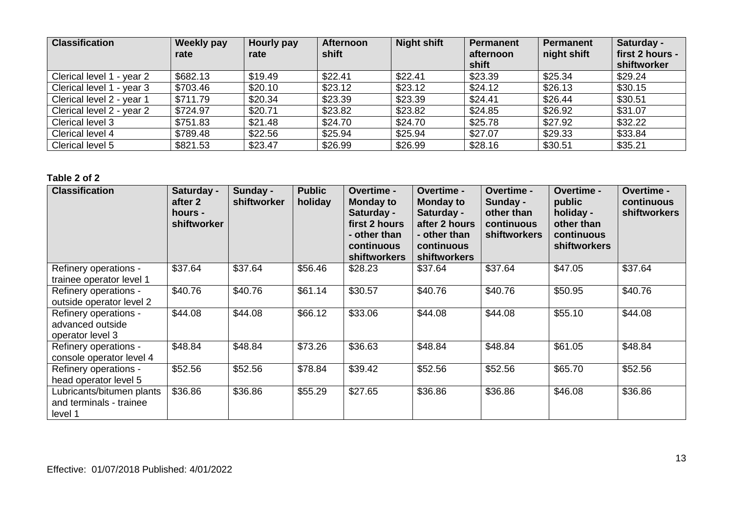| Classification | Weekly pay rate | Hourly pay rate | Afternoon shift | Night shift | Permanent afternoon shift | Permanent night shift | Saturday - first 2 hours - shiftworker |
|---|---|---|---|---|---|---|---|
| Clerical level 1 - year 2 | $682.13 | $19.49 | $22.41 | $22.41 | $23.39 | $25.34 | $29.24 |
| Clerical level 1 - year 3 | $703.46 | $20.10 | $23.12 | $23.12 | $24.12 | $26.13 | $30.15 |
| Clerical level 2 - year 1 | $711.79 | $20.34 | $23.39 | $23.39 | $24.41 | $26.44 | $30.51 |
| Clerical level 2 - year 2 | $724.97 | $20.71 | $23.82 | $23.82 | $24.85 | $26.92 | $31.07 |
| Clerical level 3 | $751.83 | $21.48 | $24.70 | $24.70 | $25.78 | $27.92 | $32.22 |
| Clerical level 4 | $789.48 | $22.56 | $25.94 | $25.94 | $27.07 | $29.33 | $33.84 |
| Clerical level 5 | $821.53 | $23.47 | $26.99 | $26.99 | $28.16 | $30.51 | $35.21 |

**Table 2 of 2**

| Classification | Saturday - after 2 hours - shiftworker | Sunday - shiftworker | Public holiday | Overtime - Monday to Saturday - first 2 hours - other than continuous shiftworkers | Overtime - Monday to Saturday - after 2 hours - other than continuous shiftworkers | Overtime - Sunday - other than continuous shiftworkers | Overtime - public holiday - other than continuous shiftworkers | Overtime - continuous shiftworkers |
|---|---|---|---|---|---|---|---|---|
| Refinery operations - trainee operator level 1 | $37.64 | $37.64 | $56.46 | $28.23 | $37.64 | $37.64 | $47.05 | $37.64 |
| Refinery operations - outside operator level 2 | $40.76 | $40.76 | $61.14 | $30.57 | $40.76 | $40.76 | $50.95 | $40.76 |
| Refinery operations - advanced outside operator level 3 | $44.08 | $44.08 | $66.12 | $33.06 | $44.08 | $44.08 | $55.10 | $44.08 |
| Refinery operations - console operator level 4 | $48.84 | $48.84 | $73.26 | $36.63 | $48.84 | $48.84 | $61.05 | $48.84 |
| Refinery operations - head operator level 5 | $52.56 | $52.56 | $78.84 | $39.42 | $52.56 | $52.56 | $65.70 | $52.56 |
| Lubricants/bitumen plants and terminals - trainee level 1 | $36.86 | $36.86 | $55.29 | $27.65 | $36.86 | $36.86 | $46.08 | $36.86 |

Effective: 01/07/2018 Published: 4/01/2022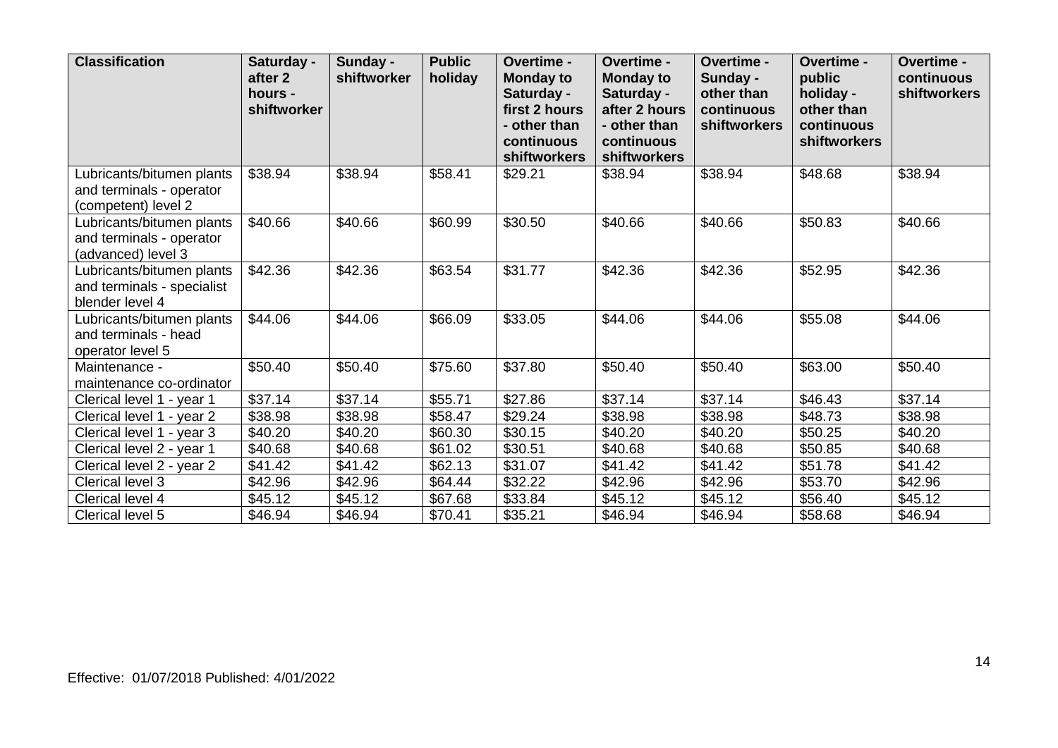| Classification | Saturday - after 2 hours - shiftworker | Sunday - shiftworker | Public holiday | Overtime - Monday to Saturday - first 2 hours - other than continuous shiftworkers | Overtime - Monday to Saturday - after 2 hours - other than continuous shiftworkers | Overtime - Sunday - other than continuous shiftworkers | Overtime - public holiday - other than continuous shiftworkers | Overtime - continuous shiftworkers |
|---|---|---|---|---|---|---|---|---|
| Lubricants/bitumen plants and terminals - operator (competent) level 2 | $38.94 | $38.94 | $58.41 | $29.21 | $38.94 | $38.94 | $48.68 | $38.94 |
| Lubricants/bitumen plants and terminals - operator (advanced) level 3 | $40.66 | $40.66 | $60.99 | $30.50 | $40.66 | $40.66 | $50.83 | $40.66 |
| Lubricants/bitumen plants and terminals - specialist blender level 4 | $42.36 | $42.36 | $63.54 | $31.77 | $42.36 | $42.36 | $52.95 | $42.36 |
| Lubricants/bitumen plants and terminals - head operator level 5 | $44.06 | $44.06 | $66.09 | $33.05 | $44.06 | $44.06 | $55.08 | $44.06 |
| Maintenance - maintenance co-ordinator | $50.40 | $50.40 | $75.60 | $37.80 | $50.40 | $50.40 | $63.00 | $50.40 |
| Clerical level 1 - year 1 | $37.14 | $37.14 | $55.71 | $27.86 | $37.14 | $37.14 | $46.43 | $37.14 |
| Clerical level 1 - year 2 | $38.98 | $38.98 | $58.47 | $29.24 | $38.98 | $38.98 | $48.73 | $38.98 |
| Clerical level 1 - year 3 | $40.20 | $40.20 | $60.30 | $30.15 | $40.20 | $40.20 | $50.25 | $40.20 |
| Clerical level 2 - year 1 | $40.68 | $40.68 | $61.02 | $30.51 | $40.68 | $40.68 | $50.85 | $40.68 |
| Clerical level 2 - year 2 | $41.42 | $41.42 | $62.13 | $31.07 | $41.42 | $41.42 | $51.78 | $41.42 |
| Clerical level 3 | $42.96 | $42.96 | $64.44 | $32.22 | $42.96 | $42.96 | $53.70 | $42.96 |
| Clerical level 4 | $45.12 | $45.12 | $67.68 | $33.84 | $45.12 | $45.12 | $56.40 | $45.12 |
| Clerical level 5 | $46.94 | $46.94 | $70.41 | $35.21 | $46.94 | $46.94 | $58.68 | $46.94 |

Effective: 01/07/2018 Published: 4/01/2022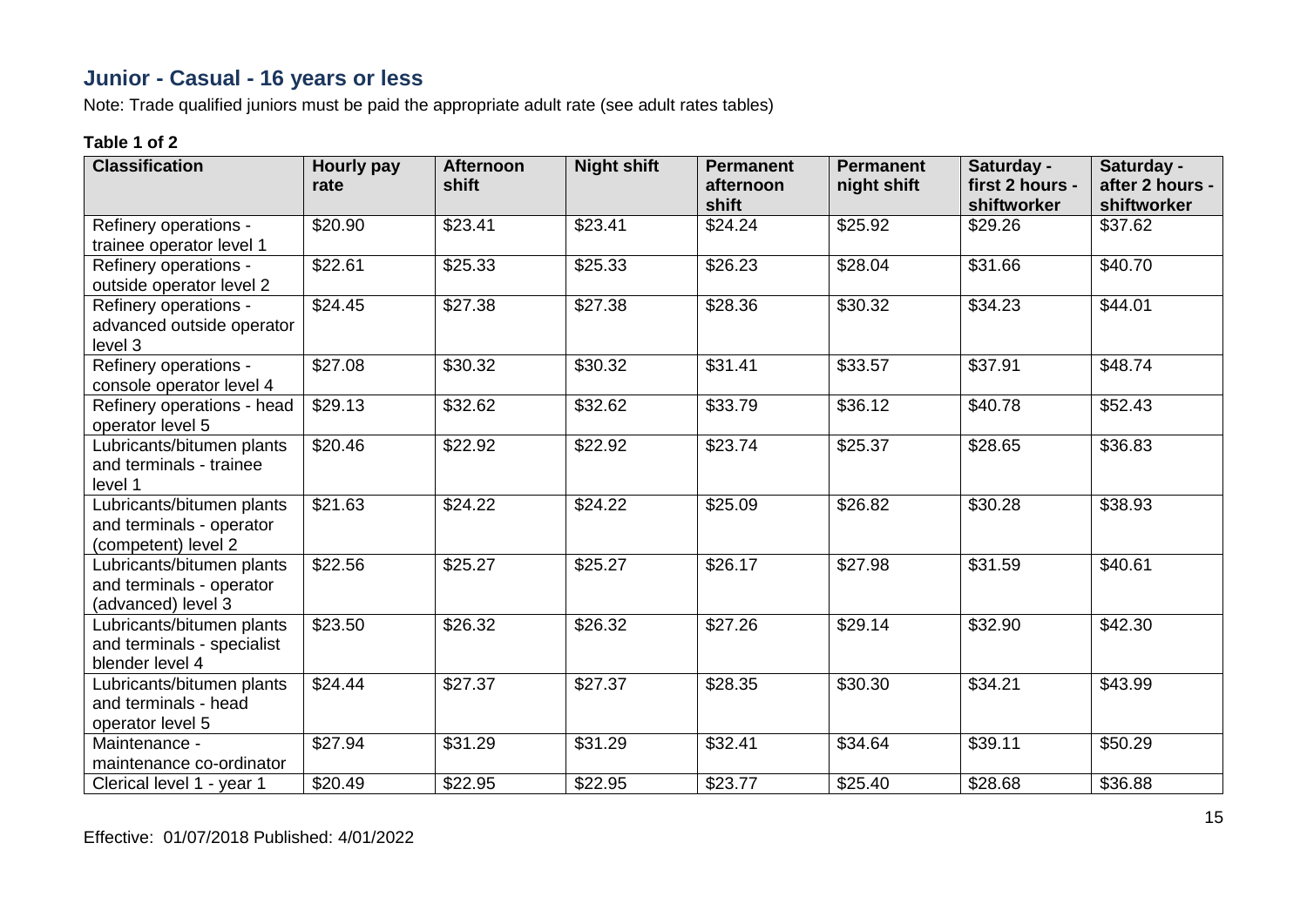## Junior - Casual - 16 years or less

Note: Trade qualified juniors must be paid the appropriate adult rate (see adult rates tables)

**Table 1 of 2**

| Classification | Hourly pay rate | Afternoon shift | Night shift | Permanent afternoon shift | Permanent night shift | Saturday - first 2 hours - shiftworker | Saturday - after 2 hours - shiftworker |
|---|---|---|---|---|---|---|---|
| Refinery operations - trainee operator level 1 | $20.90 | $23.41 | $23.41 | $24.24 | $25.92 | $29.26 | $37.62 |
| Refinery operations - outside operator level 2 | $22.61 | $25.33 | $25.33 | $26.23 | $28.04 | $31.66 | $40.70 |
| Refinery operations - advanced outside operator level 3 | $24.45 | $27.38 | $27.38 | $28.36 | $30.32 | $34.23 | $44.01 |
| Refinery operations - console operator level 4 | $27.08 | $30.32 | $30.32 | $31.41 | $33.57 | $37.91 | $48.74 |
| Refinery operations - head operator level 5 | $29.13 | $32.62 | $32.62 | $33.79 | $36.12 | $40.78 | $52.43 |
| Lubricants/bitumen plants and terminals - trainee level 1 | $20.46 | $22.92 | $22.92 | $23.74 | $25.37 | $28.65 | $36.83 |
| Lubricants/bitumen plants and terminals - operator (competent) level 2 | $21.63 | $24.22 | $24.22 | $25.09 | $26.82 | $30.28 | $38.93 |
| Lubricants/bitumen plants and terminals - operator (advanced) level 3 | $22.56 | $25.27 | $25.27 | $26.17 | $27.98 | $31.59 | $40.61 |
| Lubricants/bitumen plants and terminals - specialist blender level 4 | $23.50 | $26.32 | $26.32 | $27.26 | $29.14 | $32.90 | $42.30 |
| Lubricants/bitumen plants and terminals - head operator level 5 | $24.44 | $27.37 | $27.37 | $28.35 | $30.30 | $34.21 | $43.99 |
| Maintenance - maintenance co-ordinator | $27.94 | $31.29 | $31.29 | $32.41 | $34.64 | $39.11 | $50.29 |
| Clerical level 1 - year 1 | $20.49 | $22.95 | $22.95 | $23.77 | $25.40 | $28.68 | $36.88 |

Effective: 01/07/2018 Published: 4/01/2022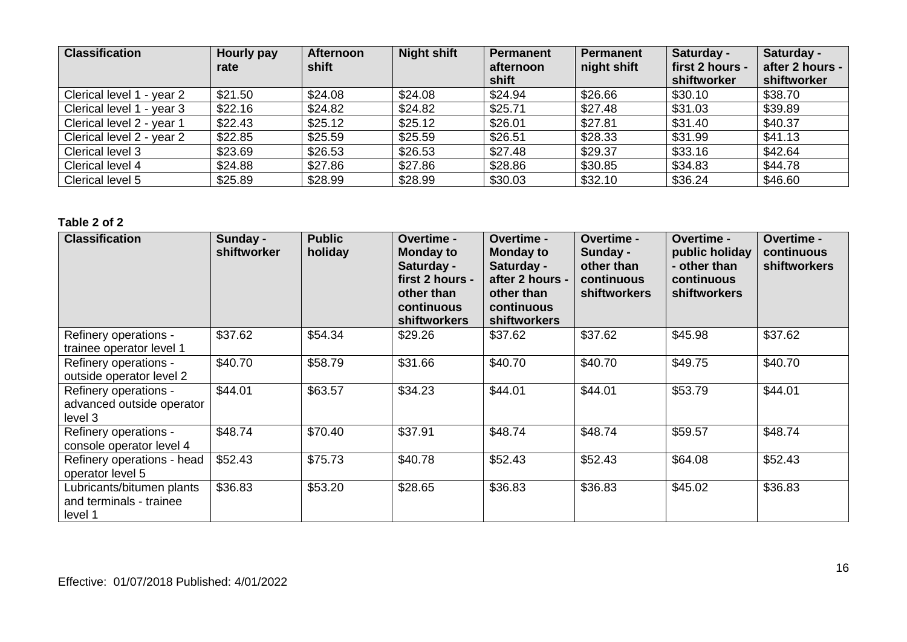| Classification | Hourly pay rate | Afternoon shift | Night shift | Permanent afternoon shift | Permanent night shift | Saturday - first 2 hours - shiftworker | Saturday - after 2 hours - shiftworker |
|---|---|---|---|---|---|---|---|
| Clerical level 1 - year 2 | $21.50 | $24.08 | $24.08 | $24.94 | $26.66 | $30.10 | $38.70 |
| Clerical level 1 - year 3 | $22.16 | $24.82 | $24.82 | $25.71 | $27.48 | $31.03 | $39.89 |
| Clerical level 2 - year 1 | $22.43 | $25.12 | $25.12 | $26.01 | $27.81 | $31.40 | $40.37 |
| Clerical level 2 - year 2 | $22.85 | $25.59 | $25.59 | $26.51 | $28.33 | $31.99 | $41.13 |
| Clerical level 3 | $23.69 | $26.53 | $26.53 | $27.48 | $29.37 | $33.16 | $42.64 |
| Clerical level 4 | $24.88 | $27.86 | $27.86 | $28.86 | $30.85 | $34.83 | $44.78 |
| Clerical level 5 | $25.89 | $28.99 | $28.99 | $30.03 | $32.10 | $36.24 | $46.60 |

**Table 2 of 2**

| Classification | Sunday - shiftworker | Public holiday | Overtime - Monday to Saturday - first 2 hours - other than continuous shiftworkers | Overtime - Monday to Saturday - after 2 hours - other than continuous shiftworkers | Overtime - Sunday - other than continuous shiftworkers | Overtime - public holiday - other than continuous shiftworkers | Overtime - continuous shiftworkers |
|---|---|---|---|---|---|---|---|
| Refinery operations - trainee operator level 1 | $37.62 | $54.34 | $29.26 | $37.62 | $37.62 | $45.98 | $37.62 |
| Refinery operations - outside operator level 2 | $40.70 | $58.79 | $31.66 | $40.70 | $40.70 | $49.75 | $40.70 |
| Refinery operations - advanced outside operator level 3 | $44.01 | $63.57 | $34.23 | $44.01 | $44.01 | $53.79 | $44.01 |
| Refinery operations - console operator level 4 | $48.74 | $70.40 | $37.91 | $48.74 | $48.74 | $59.57 | $48.74 |
| Refinery operations - head operator level 5 | $52.43 | $75.73 | $40.78 | $52.43 | $52.43 | $64.08 | $52.43 |
| Lubricants/bitumen plants and terminals - trainee level 1 | $36.83 | $53.20 | $28.65 | $36.83 | $36.83 | $45.02 | $36.83 |

Effective: 01/07/2018 Published: 4/01/2022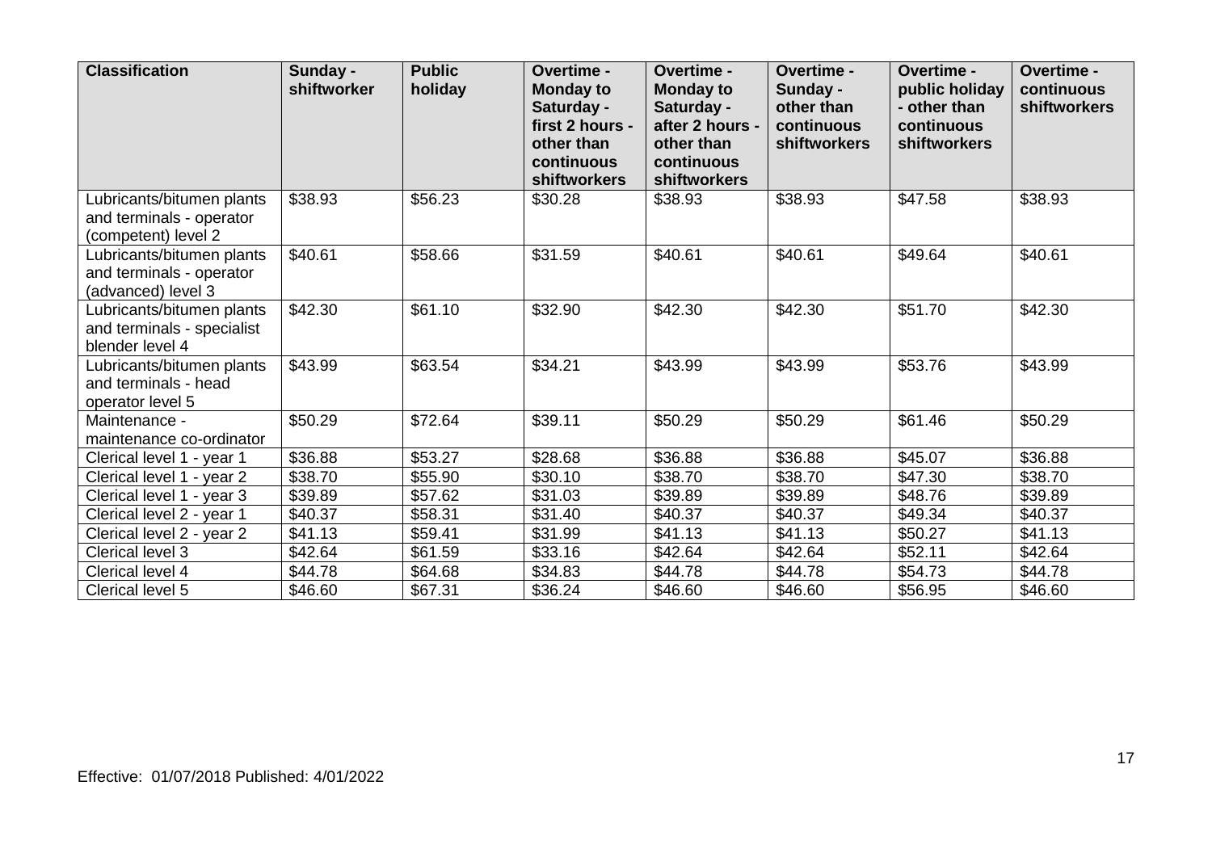| Classification | Sunday - shiftworker | Public holiday | Overtime - Monday to Saturday - first 2 hours - other than continuous shiftworkers | Overtime - Monday to Saturday - after 2 hours - other than continuous shiftworkers | Overtime - Sunday - other than continuous shiftworkers | Overtime - public holiday - other than continuous shiftworkers | Overtime - continuous shiftworkers |
|---|---|---|---|---|---|---|---|
| Lubricants/bitumen plants and terminals - operator (competent) level 2 | $38.93 | $56.23 | $30.28 | $38.93 | $38.93 | $47.58 | $38.93 |
| Lubricants/bitumen plants and terminals - operator (advanced) level 3 | $40.61 | $58.66 | $31.59 | $40.61 | $40.61 | $49.64 | $40.61 |
| Lubricants/bitumen plants and terminals - specialist blender level 4 | $42.30 | $61.10 | $32.90 | $42.30 | $42.30 | $51.70 | $42.30 |
| Lubricants/bitumen plants and terminals - head operator level 5 | $43.99 | $63.54 | $34.21 | $43.99 | $43.99 | $53.76 | $43.99 |
| Maintenance - maintenance co-ordinator | $50.29 | $72.64 | $39.11 | $50.29 | $50.29 | $61.46 | $50.29 |
| Clerical level 1 - year 1 | $36.88 | $53.27 | $28.68 | $36.88 | $36.88 | $45.07 | $36.88 |
| Clerical level 1 - year 2 | $38.70 | $55.90 | $30.10 | $38.70 | $38.70 | $47.30 | $38.70 |
| Clerical level 1 - year 3 | $39.89 | $57.62 | $31.03 | $39.89 | $39.89 | $48.76 | $39.89 |
| Clerical level 2 - year 1 | $40.37 | $58.31 | $31.40 | $40.37 | $40.37 | $49.34 | $40.37 |
| Clerical level 2 - year 2 | $41.13 | $59.41 | $31.99 | $41.13 | $41.13 | $50.27 | $41.13 |
| Clerical level 3 | $42.64 | $61.59 | $33.16 | $42.64 | $42.64 | $52.11 | $42.64 |
| Clerical level 4 | $44.78 | $64.68 | $34.83 | $44.78 | $44.78 | $54.73 | $44.78 |
| Clerical level 5 | $46.60 | $67.31 | $36.24 | $46.60 | $46.60 | $56.95 | $46.60 |

Effective: 01/07/2018 Published: 4/01/2022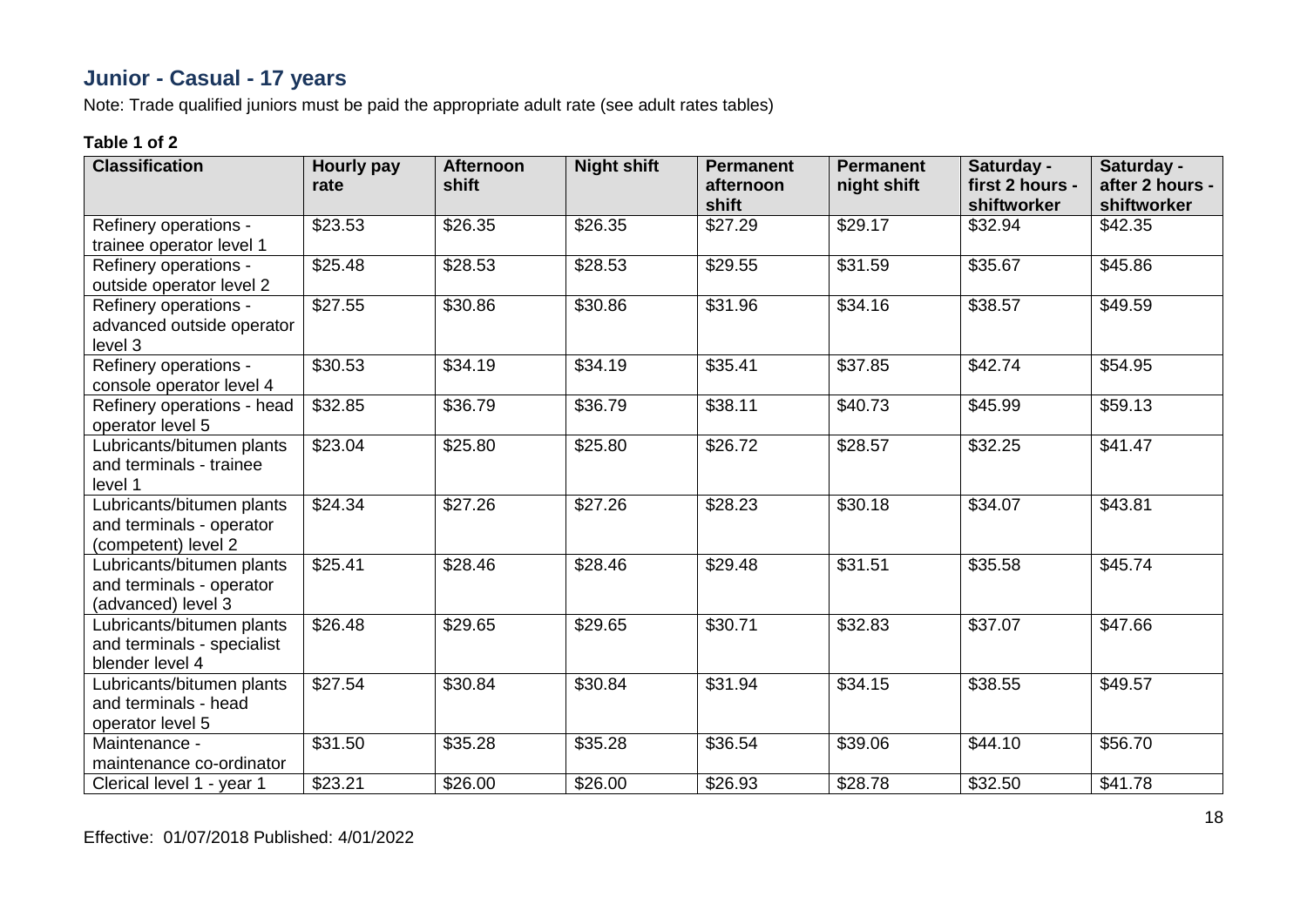## Junior - Casual - 17 years

Note: Trade qualified juniors must be paid the appropriate adult rate (see adult rates tables)

**Table 1 of 2**

| Classification | Hourly pay rate | Afternoon shift | Night shift | Permanent afternoon shift | Permanent night shift | Saturday - first 2 hours - shiftworker | Saturday - after 2 hours - shiftworker |
|---|---|---|---|---|---|---|---|
| Refinery operations - trainee operator level 1 | $23.53 | $26.35 | $26.35 | $27.29 | $29.17 | $32.94 | $42.35 |
| Refinery operations - outside operator level 2 | $25.48 | $28.53 | $28.53 | $29.55 | $31.59 | $35.67 | $45.86 |
| Refinery operations - advanced outside operator level 3 | $27.55 | $30.86 | $30.86 | $31.96 | $34.16 | $38.57 | $49.59 |
| Refinery operations - console operator level 4 | $30.53 | $34.19 | $34.19 | $35.41 | $37.85 | $42.74 | $54.95 |
| Refinery operations - head operator level 5 | $32.85 | $36.79 | $36.79 | $38.11 | $40.73 | $45.99 | $59.13 |
| Lubricants/bitumen plants and terminals - trainee level 1 | $23.04 | $25.80 | $25.80 | $26.72 | $28.57 | $32.25 | $41.47 |
| Lubricants/bitumen plants and terminals - operator (competent) level 2 | $24.34 | $27.26 | $27.26 | $28.23 | $30.18 | $34.07 | $43.81 |
| Lubricants/bitumen plants and terminals - operator (advanced) level 3 | $25.41 | $28.46 | $28.46 | $29.48 | $31.51 | $35.58 | $45.74 |
| Lubricants/bitumen plants and terminals - specialist blender level 4 | $26.48 | $29.65 | $29.65 | $30.71 | $32.83 | $37.07 | $47.66 |
| Lubricants/bitumen plants and terminals - head operator level 5 | $27.54 | $30.84 | $30.84 | $31.94 | $34.15 | $38.55 | $49.57 |
| Maintenance - maintenance co-ordinator | $31.50 | $35.28 | $35.28 | $36.54 | $39.06 | $44.10 | $56.70 |
| Clerical level 1 - year 1 | $23.21 | $26.00 | $26.00 | $26.93 | $28.78 | $32.50 | $41.78 |

Effective: 01/07/2018 Published: 4/01/2022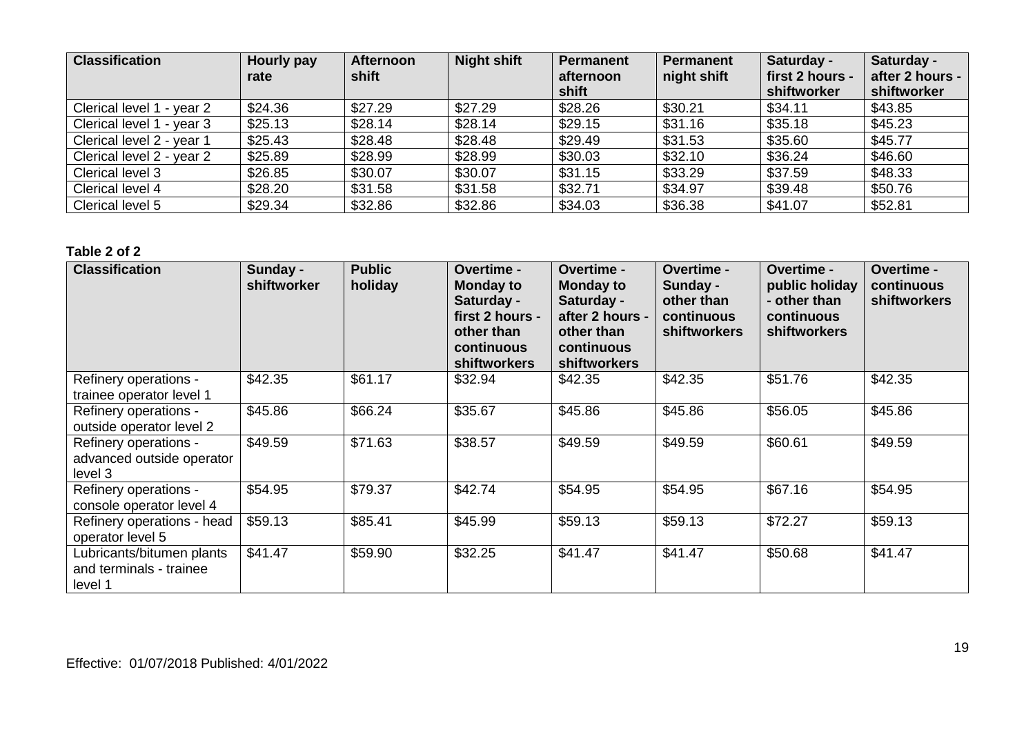| Classification | Hourly pay rate | Afternoon shift | Night shift | Permanent afternoon shift | Permanent night shift | Saturday - first 2 hours - shiftworker | Saturday - after 2 hours - shiftworker |
|---|---|---|---|---|---|---|---|
| Clerical level 1 - year 2 | $24.36 | $27.29 | $27.29 | $28.26 | $30.21 | $34.11 | $43.85 |
| Clerical level 1 - year 3 | $25.13 | $28.14 | $28.14 | $29.15 | $31.16 | $35.18 | $45.23 |
| Clerical level 2 - year 1 | $25.43 | $28.48 | $28.48 | $29.49 | $31.53 | $35.60 | $45.77 |
| Clerical level 2 - year 2 | $25.89 | $28.99 | $28.99 | $30.03 | $32.10 | $36.24 | $46.60 |
| Clerical level 3 | $26.85 | $30.07 | $30.07 | $31.15 | $33.29 | $37.59 | $48.33 |
| Clerical level 4 | $28.20 | $31.58 | $31.58 | $32.71 | $34.97 | $39.48 | $50.76 |
| Clerical level 5 | $29.34 | $32.86 | $32.86 | $34.03 | $36.38 | $41.07 | $52.81 |

**Table 2 of 2**

| Classification | Sunday - shiftworker | Public holiday | Overtime - Monday to Saturday - first 2 hours - other than continuous shiftworkers | Overtime - Monday to Saturday - after 2 hours - other than continuous shiftworkers | Overtime - Sunday - other than continuous shiftworkers | Overtime - public holiday - other than continuous shiftworkers | Overtime - continuous shiftworkers |
|---|---|---|---|---|---|---|---|
| Refinery operations - trainee operator level 1 | $42.35 | $61.17 | $32.94 | $42.35 | $42.35 | $51.76 | $42.35 |
| Refinery operations - outside operator level 2 | $45.86 | $66.24 | $35.67 | $45.86 | $45.86 | $56.05 | $45.86 |
| Refinery operations - advanced outside operator level 3 | $49.59 | $71.63 | $38.57 | $49.59 | $49.59 | $60.61 | $49.59 |
| Refinery operations - console operator level 4 | $54.95 | $79.37 | $42.74 | $54.95 | $54.95 | $67.16 | $54.95 |
| Refinery operations - head operator level 5 | $59.13 | $85.41 | $45.99 | $59.13 | $59.13 | $72.27 | $59.13 |
| Lubricants/bitumen plants and terminals - trainee level 1 | $41.47 | $59.90 | $32.25 | $41.47 | $41.47 | $50.68 | $41.47 |

Effective: 01/07/2018 Published: 4/01/2022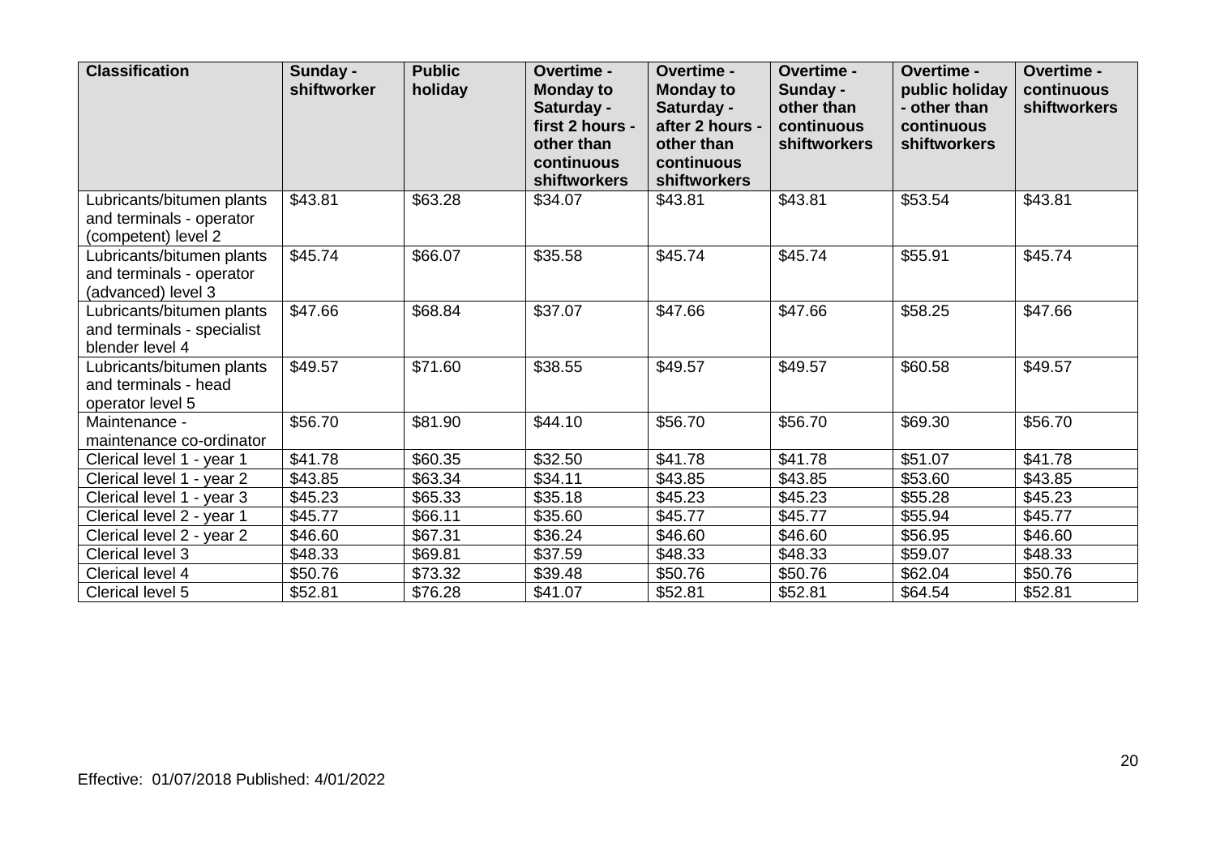| Classification | Sunday - shiftworker | Public holiday | Overtime - Monday to Saturday - first 2 hours - other than continuous shiftworkers | Overtime - Monday to Saturday - after 2 hours - other than continuous shiftworkers | Overtime - Sunday - other than continuous shiftworkers | Overtime - public holiday - other than continuous shiftworkers | Overtime - continuous shiftworkers |
|---|---|---|---|---|---|---|---|
| Lubricants/bitumen plants and terminals - operator (competent) level 2 | $43.81 | $63.28 | $34.07 | $43.81 | $43.81 | $53.54 | $43.81 |
| Lubricants/bitumen plants and terminals - operator (advanced) level 3 | $45.74 | $66.07 | $35.58 | $45.74 | $45.74 | $55.91 | $45.74 |
| Lubricants/bitumen plants and terminals - specialist blender level 4 | $47.66 | $68.84 | $37.07 | $47.66 | $47.66 | $58.25 | $47.66 |
| Lubricants/bitumen plants and terminals - head operator level 5 | $49.57 | $71.60 | $38.55 | $49.57 | $49.57 | $60.58 | $49.57 |
| Maintenance - maintenance co-ordinator | $56.70 | $81.90 | $44.10 | $56.70 | $56.70 | $69.30 | $56.70 |
| Clerical level 1 - year 1 | $41.78 | $60.35 | $32.50 | $41.78 | $41.78 | $51.07 | $41.78 |
| Clerical level 1 - year 2 | $43.85 | $63.34 | $34.11 | $43.85 | $43.85 | $53.60 | $43.85 |
| Clerical level 1 - year 3 | $45.23 | $65.33 | $35.18 | $45.23 | $45.23 | $55.28 | $45.23 |
| Clerical level 2 - year 1 | $45.77 | $66.11 | $35.60 | $45.77 | $45.77 | $55.94 | $45.77 |
| Clerical level 2 - year 2 | $46.60 | $67.31 | $36.24 | $46.60 | $46.60 | $56.95 | $46.60 |
| Clerical level 3 | $48.33 | $69.81 | $37.59 | $48.33 | $48.33 | $59.07 | $48.33 |
| Clerical level 4 | $50.76 | $73.32 | $39.48 | $50.76 | $50.76 | $62.04 | $50.76 |
| Clerical level 5 | $52.81 | $76.28 | $41.07 | $52.81 | $52.81 | $64.54 | $52.81 |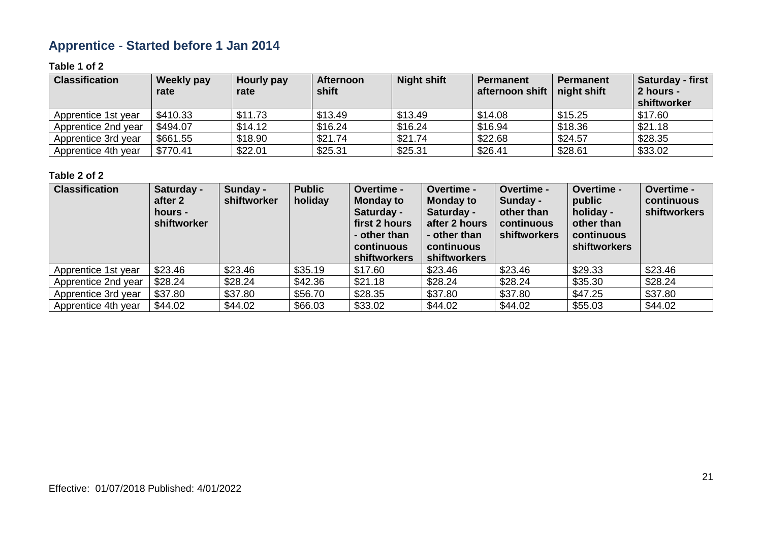## Apprentice - Started before 1 Jan 2014

**Table 1 of 2**

| Classification | Weekly pay rate | Hourly pay rate | Afternoon shift | Night shift | Permanent afternoon shift | Permanent night shift | Saturday - first 2 hours - shiftworker |
|---|---|---|---|---|---|---|---|
| Apprentice 1st year | $410.33 | $11.73 | $13.49 | $13.49 | $14.08 | $15.25 | $17.60 |
| Apprentice 2nd year | $494.07 | $14.12 | $16.24 | $16.24 | $16.94 | $18.36 | $21.18 |
| Apprentice 3rd year | $661.55 | $18.90 | $21.74 | $21.74 | $22.68 | $24.57 | $28.35 |
| Apprentice 4th year | $770.41 | $22.01 | $25.31 | $25.31 | $26.41 | $28.61 | $33.02 |

**Table 2 of 2**

| Classification | Saturday - after 2 hours - shiftworker | Sunday - shiftworker | Public holiday | Overtime - Monday to Saturday - first 2 hours - other than continuous shiftworkers | Overtime - Monday to Saturday - after 2 hours - other than continuous shiftworkers | Overtime - Sunday - other than continuous shiftworkers | Overtime - public holiday - other than continuous shiftworkers | Overtime - continuous shiftworkers |
|---|---|---|---|---|---|---|---|---|
| Apprentice 1st year | $23.46 | $23.46 | $35.19 | $17.60 | $23.46 | $23.46 | $29.33 | $23.46 |
| Apprentice 2nd year | $28.24 | $28.24 | $42.36 | $21.18 | $28.24 | $28.24 | $35.30 | $28.24 |
| Apprentice 3rd year | $37.80 | $37.80 | $56.70 | $28.35 | $37.80 | $37.80 | $47.25 | $37.80 |
| Apprentice 4th year | $44.02 | $44.02 | $66.03 | $33.02 | $44.02 | $44.02 | $55.03 | $44.02 |

Effective: 01/07/2018 Published: 4/01/2022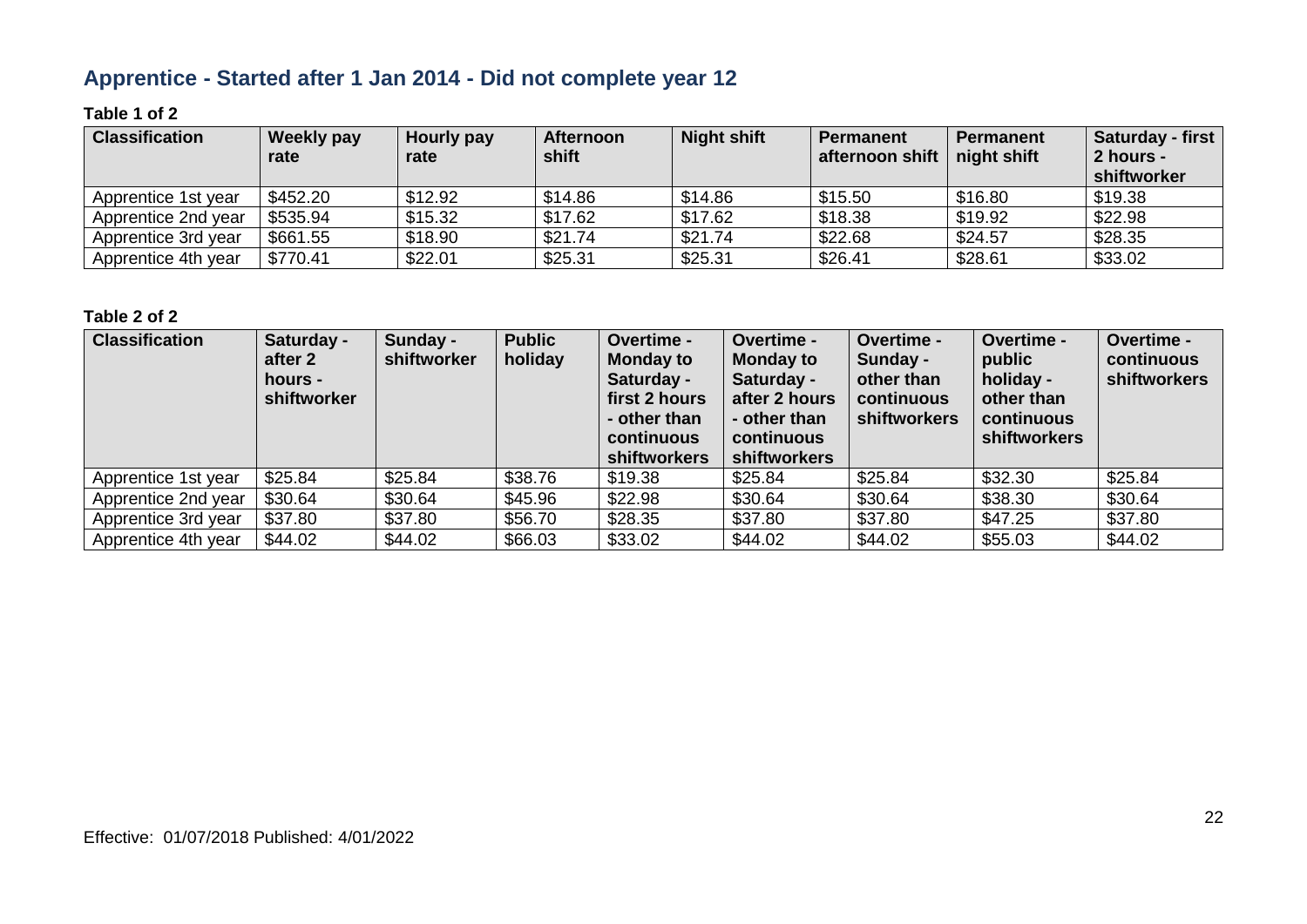## Apprentice - Started after 1 Jan 2014 - Did not complete year 12

**Table 1 of 2**

| Classification | Weekly pay rate | Hourly pay rate | Afternoon shift | Night shift | Permanent afternoon shift | Permanent night shift | Saturday - first 2 hours - shiftworker |
|---|---|---|---|---|---|---|---|
| Apprentice 1st year | $452.20 | $12.92 | $14.86 | $14.86 | $15.50 | $16.80 | $19.38 |
| Apprentice 2nd year | $535.94 | $15.32 | $17.62 | $17.62 | $18.38 | $19.92 | $22.98 |
| Apprentice 3rd year | $661.55 | $18.90 | $21.74 | $21.74 | $22.68 | $24.57 | $28.35 |
| Apprentice 4th year | $770.41 | $22.01 | $25.31 | $25.31 | $26.41 | $28.61 | $33.02 |

**Table 2 of 2**

| Classification | Saturday - after 2 hours - shiftworker | Sunday - shiftworker | Public holiday | Overtime - Monday to Saturday - first 2 hours - other than continuous shiftworkers | Overtime - Monday to Saturday - after 2 hours - other than continuous shiftworkers | Overtime - Sunday - other than continuous shiftworkers | Overtime - public holiday - other than continuous shiftworkers | Overtime - continuous shiftworkers |
|---|---|---|---|---|---|---|---|---|
| Apprentice 1st year | $25.84 | $25.84 | $38.76 | $19.38 | $25.84 | $25.84 | $32.30 | $25.84 |
| Apprentice 2nd year | $30.64 | $30.64 | $45.96 | $22.98 | $30.64 | $30.64 | $38.30 | $30.64 |
| Apprentice 3rd year | $37.80 | $37.80 | $56.70 | $28.35 | $37.80 | $37.80 | $47.25 | $37.80 |
| Apprentice 4th year | $44.02 | $44.02 | $66.03 | $33.02 | $44.02 | $44.02 | $55.03 | $44.02 |

Effective: 01/07/2018 Published: 4/01/2022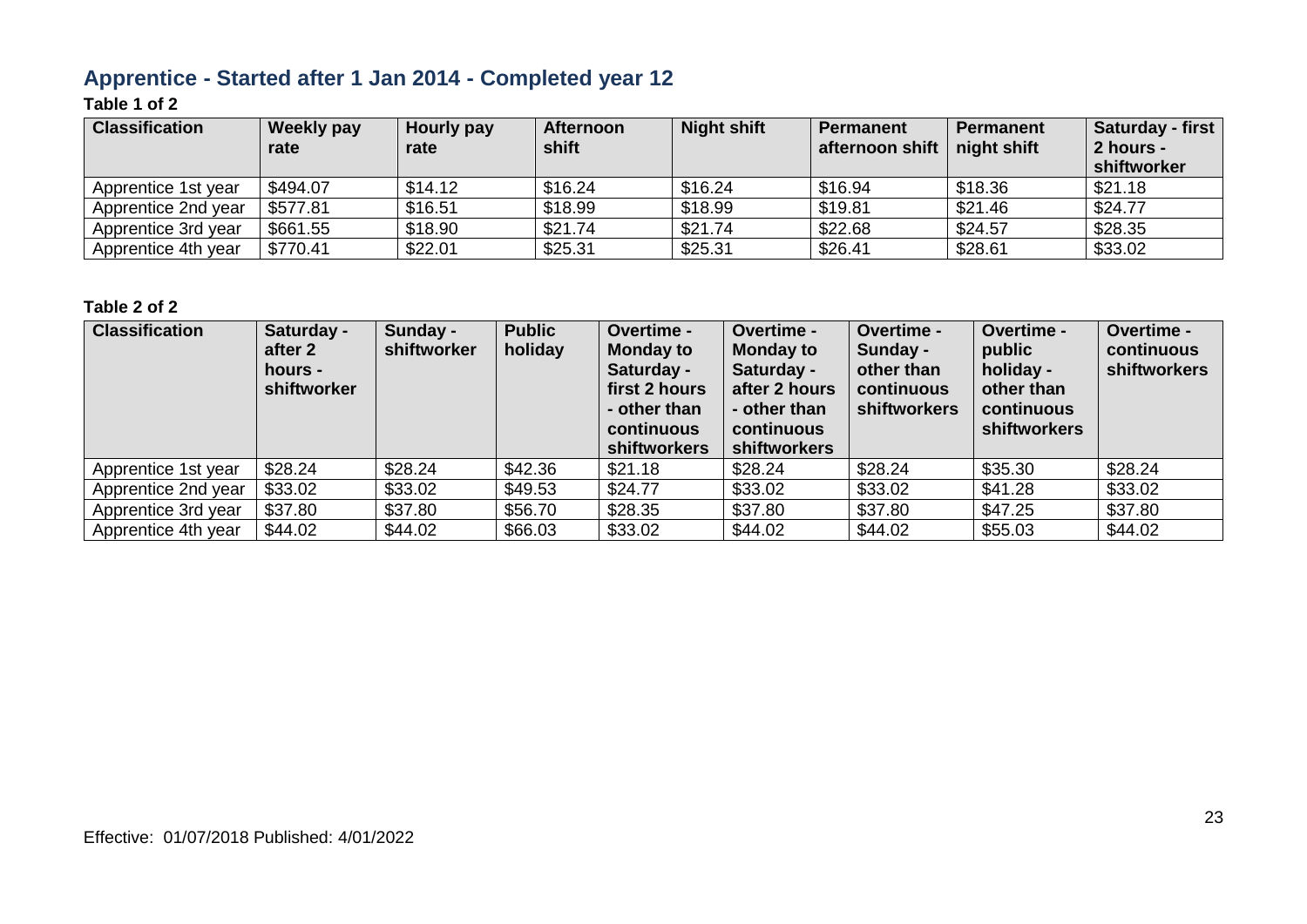## Apprentice - Started after 1 Jan 2014 - Completed year 12

**Table 1 of 2**

| Classification | Weekly pay rate | Hourly pay rate | Afternoon shift | Night shift | Permanent afternoon shift | Permanent night shift | Saturday - first 2 hours - shiftworker |
|---|---|---|---|---|---|---|---|
| Apprentice 1st year | $494.07 | $14.12 | $16.24 | $16.24 | $16.94 | $18.36 | $21.18 |
| Apprentice 2nd year | $577.81 | $16.51 | $18.99 | $18.99 | $19.81 | $21.46 | $24.77 |
| Apprentice 3rd year | $661.55 | $18.90 | $21.74 | $21.74 | $22.68 | $24.57 | $28.35 |
| Apprentice 4th year | $770.41 | $22.01 | $25.31 | $25.31 | $26.41 | $28.61 | $33.02 |

**Table 2 of 2**

| Classification | Saturday - after 2 hours - shiftworker | Sunday - shiftworker | Public holiday | Overtime - Monday to Saturday - first 2 hours - other than continuous shiftworkers | Overtime - Monday to Saturday - after 2 hours - other than continuous shiftworkers | Overtime - Sunday - other than continuous shiftworkers | Overtime - public holiday - other than continuous shiftworkers | Overtime - continuous shiftworkers |
|---|---|---|---|---|---|---|---|---|
| Apprentice 1st year | $28.24 | $28.24 | $42.36 | $21.18 | $28.24 | $28.24 | $35.30 | $28.24 |
| Apprentice 2nd year | $33.02 | $33.02 | $49.53 | $24.77 | $33.02 | $33.02 | $41.28 | $33.02 |
| Apprentice 3rd year | $37.80 | $37.80 | $56.70 | $28.35 | $37.80 | $37.80 | $47.25 | $37.80 |
| Apprentice 4th year | $44.02 | $44.02 | $66.03 | $33.02 | $44.02 | $44.02 | $55.03 | $44.02 |

Effective: 01/07/2018 Published: 4/01/2022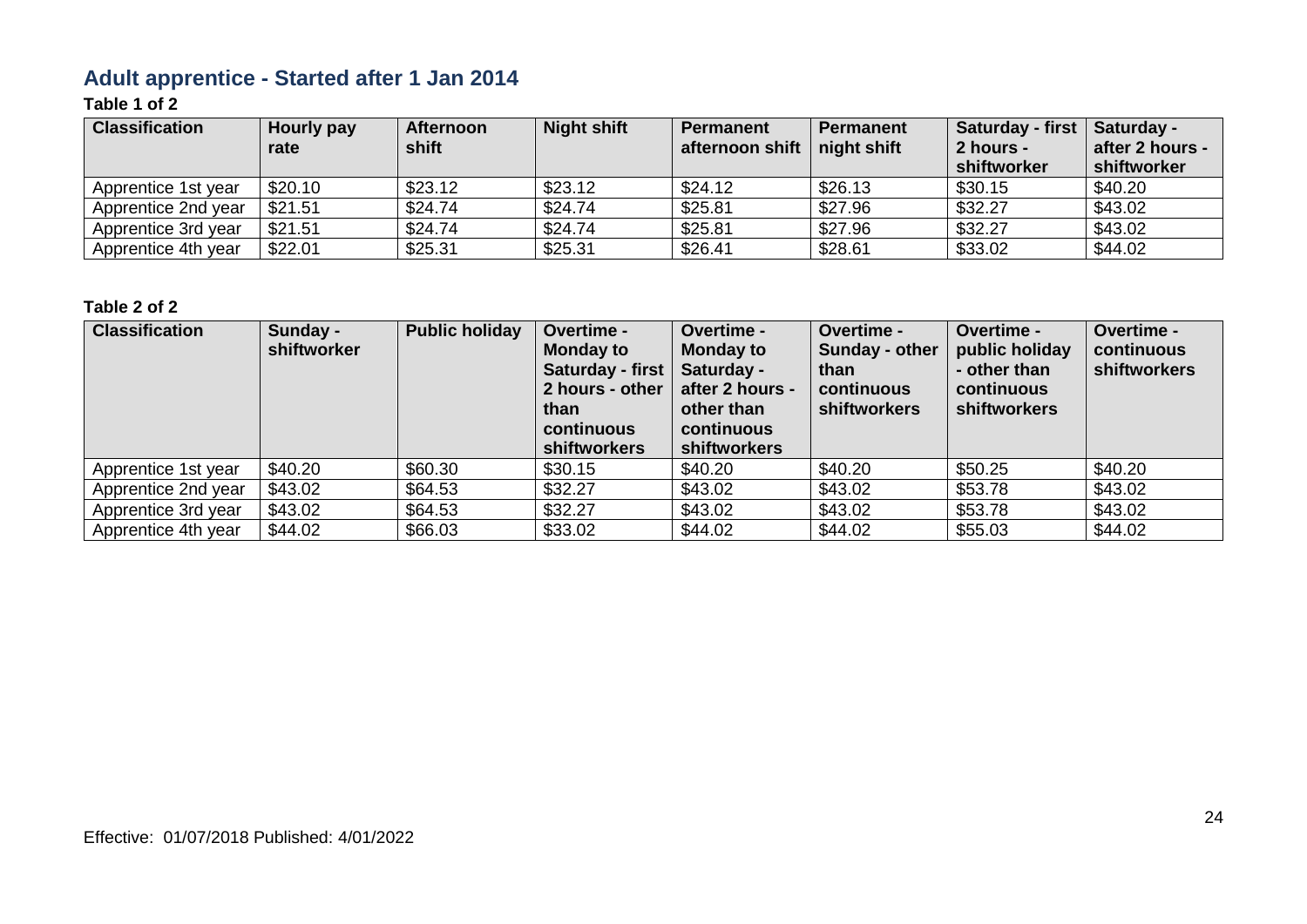## Adult apprentice - Started after 1 Jan 2014

**Table 1 of 2**

| Classification | Hourly pay rate | Afternoon shift | Night shift | Permanent afternoon shift | Permanent night shift | Saturday - first 2 hours - shiftworker | Saturday - after 2 hours - shiftworker |
|---|---|---|---|---|---|---|---|
| Apprentice 1st year | $20.10 | $23.12 | $23.12 | $24.12 | $26.13 | $30.15 | $40.20 |
| Apprentice 2nd year | $21.51 | $24.74 | $24.74 | $25.81 | $27.96 | $32.27 | $43.02 |
| Apprentice 3rd year | $21.51 | $24.74 | $24.74 | $25.81 | $27.96 | $32.27 | $43.02 |
| Apprentice 4th year | $22.01 | $25.31 | $25.31 | $26.41 | $28.61 | $33.02 | $44.02 |

**Table 2 of 2**

| Classification | Sunday - shiftworker | Public holiday | Overtime - Monday to Saturday - first 2 hours - other than continuous shiftworkers | Overtime - Monday to Saturday - after 2 hours - other than continuous shiftworkers | Overtime - Sunday - other than continuous shiftworkers | Overtime - public holiday - other than continuous shiftworkers | Overtime - continuous shiftworkers |
|---|---|---|---|---|---|---|---|
| Apprentice 1st year | $40.20 | $60.30 | $30.15 | $40.20 | $40.20 | $50.25 | $40.20 |
| Apprentice 2nd year | $43.02 | $64.53 | $32.27 | $43.02 | $43.02 | $53.78 | $43.02 |
| Apprentice 3rd year | $43.02 | $64.53 | $32.27 | $43.02 | $43.02 | $53.78 | $43.02 |
| Apprentice 4th year | $44.02 | $66.03 | $33.02 | $44.02 | $44.02 | $55.03 | $44.02 |

Effective: 01/07/2018 Published: 4/01/2022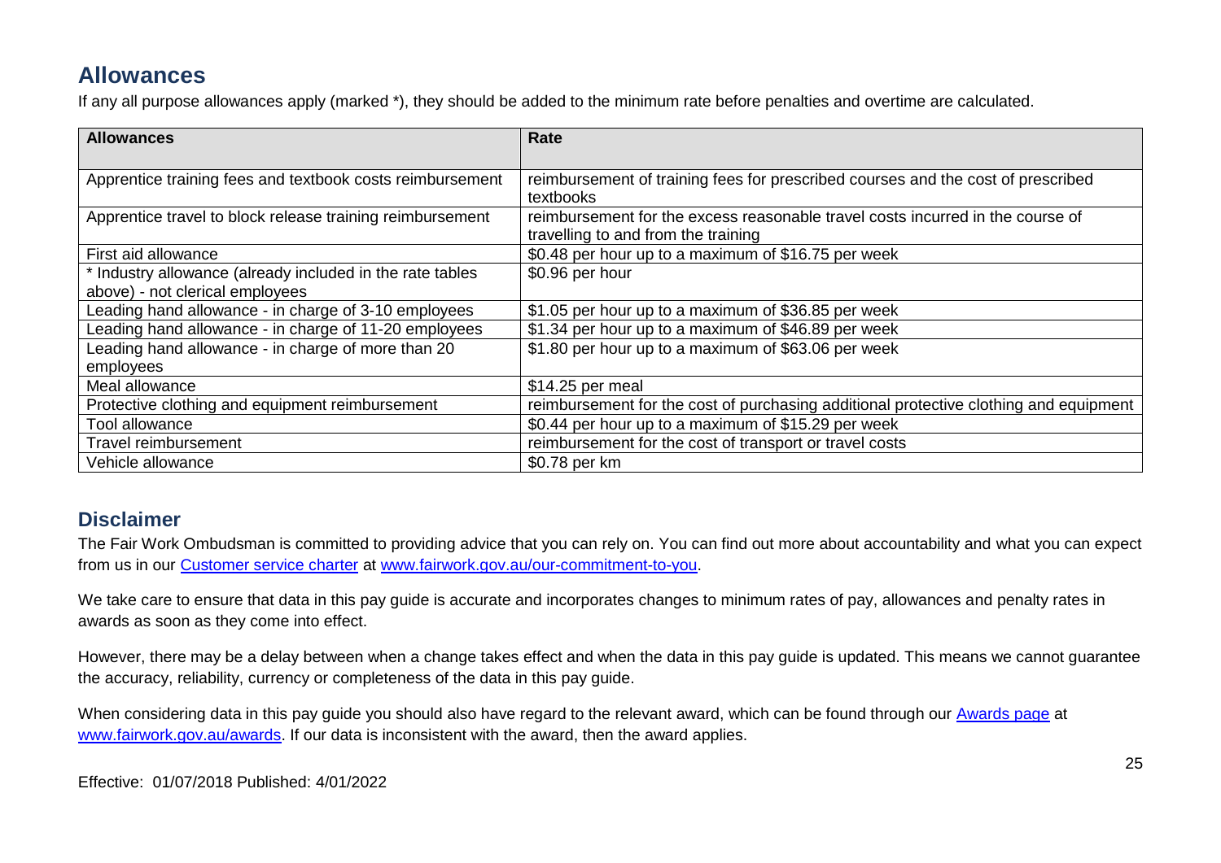## Allowances

If any all purpose allowances apply (marked *), they should be added to the minimum rate before penalties and overtime are calculated.

| Allowances | Rate |
|---|---|
| Apprentice training fees and textbook costs reimbursement | reimbursement of training fees for prescribed courses and the cost of prescribed textbooks |
| Apprentice travel to block release training reimbursement | reimbursement for the excess reasonable travel costs incurred in the course of travelling to and from the training |
| First aid allowance | $0.48 per hour up to a maximum of $16.75 per week |
| * Industry allowance (already included in the rate tables above) - not clerical employees | $0.96 per hour |
| Leading hand allowance - in charge of 3-10 employees | $1.05 per hour up to a maximum of $36.85 per week |
| Leading hand allowance - in charge of 11-20 employees | $1.34 per hour up to a maximum of $46.89 per week |
| Leading hand allowance - in charge of more than 20 employees | $1.80 per hour up to a maximum of $63.06 per week |
| Meal allowance | $14.25 per meal |
| Protective clothing and equipment reimbursement | reimbursement for the cost of purchasing additional protective clothing and equipment |
| Tool allowance | $0.44 per hour up to a maximum of $15.29 per week |
| Travel reimbursement | reimbursement for the cost of transport or travel costs |
| Vehicle allowance | $0.78 per km |

## Disclaimer

The Fair Work Ombudsman is committed to providing advice that you can rely on. You can find out more about accountability and what you can expect from us in our [Customer service charter](www.fairwork.gov.au/our-commitment-to-you) at [www.fairwork.gov.au/our-commitment-to-you](www.fairwork.gov.au/our-commitment-to-you).

We take care to ensure that data in this pay guide is accurate and incorporates changes to minimum rates of pay, allowances and penalty rates in awards as soon as they come into effect.

However, there may be a delay between when a change takes effect and when the data in this pay guide is updated. This means we cannot guarantee the accuracy, reliability, currency or completeness of the data in this pay guide.

When considering data in this pay guide you should also have regard to the relevant award, which can be found through our [Awards page](www.fairwork.gov.au/awards) at [www.fairwork.gov.au/awards](www.fairwork.gov.au/awards). If our data is inconsistent with the award, then the award applies.

Effective: 01/07/2018 Published: 4/01/2022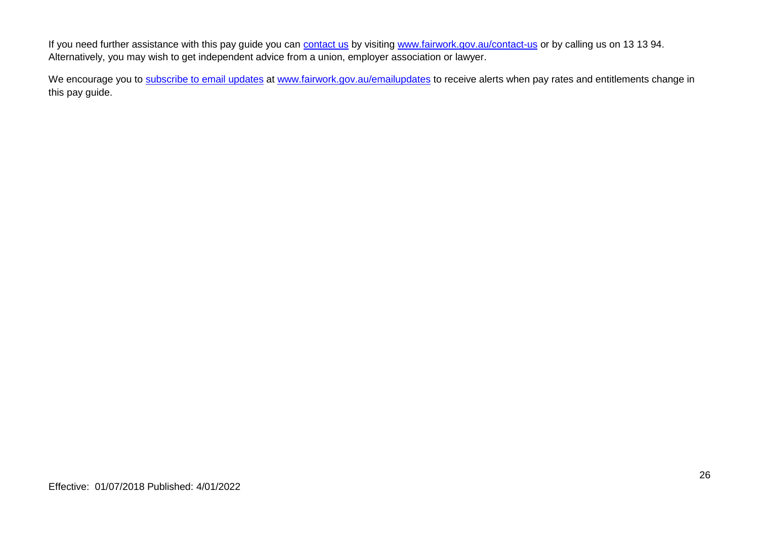If you need further assistance with this pay guide you can [contact us](http://www.fairwork.gov.au/contact-us) by visiting [www.fairwork.gov.au/contact-us](http://www.fairwork.gov.au/contact-us) or by calling us on 13 13 94. Alternatively, you may wish to get independent advice from a union, employer association or lawyer.

We encourage you to [subscribe to email updates](http://www.fairwork.gov.au/emailupdates) at [www.fairwork.gov.au/emailupdates](http://www.fairwork.gov.au/emailupdates) to receive alerts when pay rates and entitlements change in this pay guide.

Effective: 01/07/2018 Published: 4/01/2022